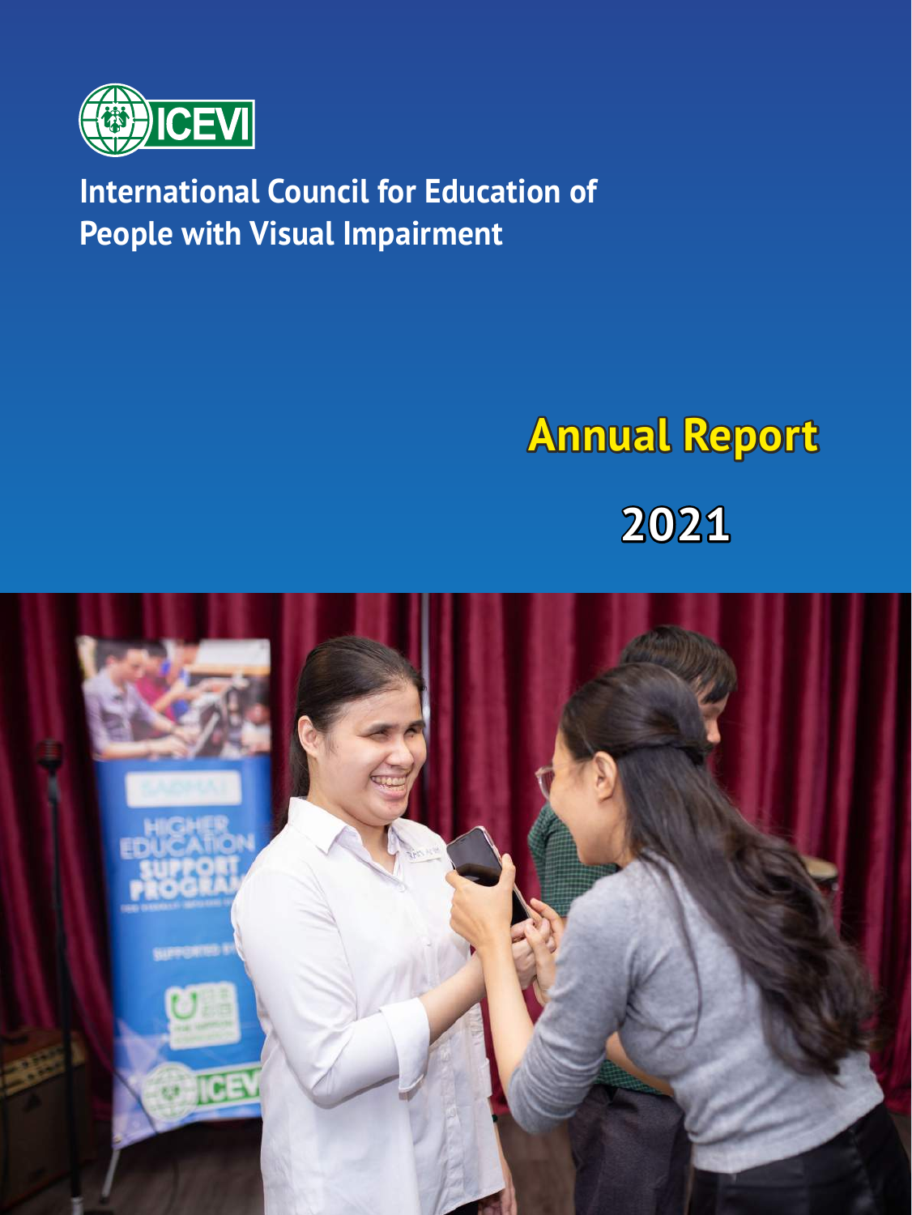ICEVI

# International Council for Education of People with Visual Impairment

# Annual Report

# 2021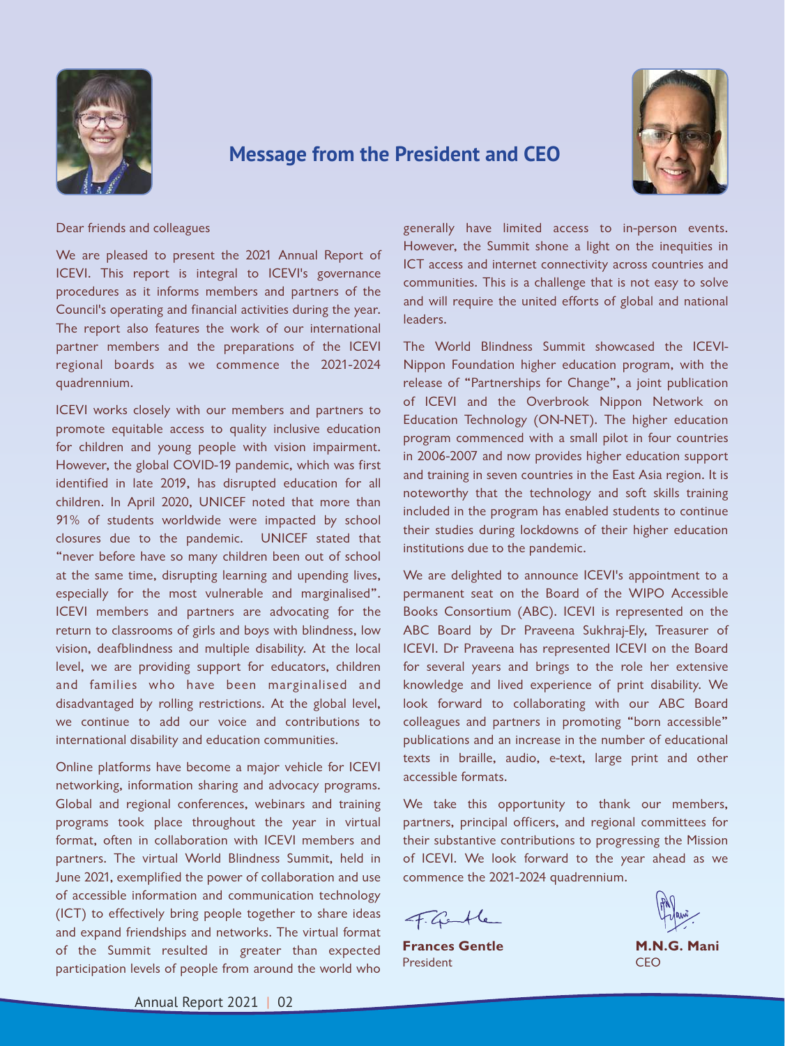## Message from the President and CEO

Dear friends and colleagues

We are pleased to present the 2021 Annual Report of ICEVI. This report is integral to ICEVI's governance procedures as it informs members and partners of the Council's operating and financial activities during the year. The report also features the work of our international partner members and the preparations of the ICEVI regional boards as we commence the 2021-2024 quadrennium.

ICEVI works closely with our members and partners to promote equitable access to quality inclusive education for children and young people with vision impairment. However, the global COVID-19 pandemic, which was first identified in late 2019, has disrupted education for all children. In April 2020, UNICEF noted that more than 91% of students worldwide were impacted by school closures due to the pandemic. UNICEF stated that "never before have so many children been out of school at the same time, disrupting learning and upending lives, especially for the most vulnerable and marginalised". ICEVI members and partners are advocating for the return to classrooms of girls and boys with blindness, low vision, deafblindness and multiple disability. At the local level, we are providing support for educators, children and families who have been marginalised and disadvantaged by rolling restrictions. At the global level, we continue to add our voice and contributions to international disability and education communities.

Online platforms have become a major vehicle for ICEVI networking, information sharing and advocacy programs. Global and regional conferences, webinars and training programs took place throughout the year in virtual format, often in collaboration with ICEVI members and partners. The virtual World Blindness Summit, held in June 2021, exemplified the power of collaboration and use of accessible information and communication technology (ICT) to effectively bring people together to share ideas and expand friendships and networks. The virtual format of the Summit resulted in greater than expected participation levels of people from around the world who generally have limited access to in-person events. However, the Summit shone a light on the inequities in ICT access and internet connectivity across countries and communities. This is a challenge that is not easy to solve and will require the united efforts of global and national leaders.

The World Blindness Summit showcased the ICEVI-Nippon Foundation higher education program, with the release of "Partnerships for Change", a joint publication of ICEVI and the Overbrook Nippon Network on Education Technology (ON-NET). The higher education program commenced with a small pilot in four countries in 2006-2007 and now provides higher education support and training in seven countries in the East Asia region. It is noteworthy that the technology and soft skills training included in the program has enabled students to continue their studies during lockdowns of their higher education institutions due to the pandemic.

We are delighted to announce ICEVI's appointment to a permanent seat on the Board of the WIPO Accessible Books Consortium (ABC). ICEVI is represented on the ABC Board by Dr Praveena Sukhraj-Ely, Treasurer of ICEVI. Dr Praveena has represented ICEVI on the Board for several years and brings to the role her extensive knowledge and lived experience of print disability. We look forward to collaborating with our ABC Board colleagues and partners in promoting "born accessible" publications and an increase in the number of educational texts in braille, audio, e-text, large print and other accessible formats.

We take this opportunity to thank our members, partners, principal officers, and regional committees for their substantive contributions to progressing the Mission of ICEVI. We look forward to the year ahead as we commence the 2021-2024 quadrennium.

**Frances Gentle**
President

**M.N.G. Mani**
CEO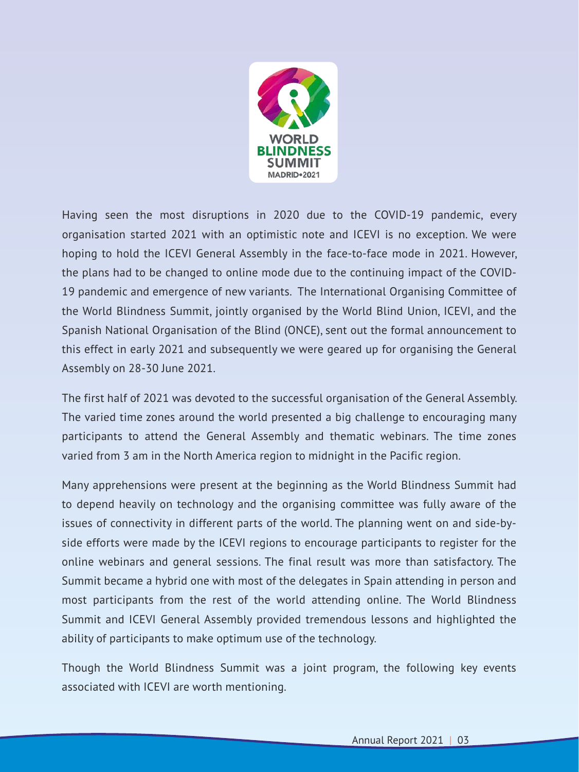Having seen the most disruptions in 2020 due to the COVID-19 pandemic, every organisation started 2021 with an optimistic note and ICEVI is no exception. We were hoping to hold the ICEVI General Assembly in the face-to-face mode in 2021. However, the plans had to be changed to online mode due to the continuing impact of the COVID-19 pandemic and emergence of new variants. The International Organising Committee of the World Blindness Summit, jointly organised by the World Blind Union, ICEVI, and the Spanish National Organisation of the Blind (ONCE), sent out the formal announcement to this effect in early 2021 and subsequently we were geared up for organising the General Assembly on 28-30 June 2021.

The first half of 2021 was devoted to the successful organisation of the General Assembly. The varied time zones around the world presented a big challenge to encouraging many participants to attend the General Assembly and thematic webinars. The time zones varied from 3 am in the North America region to midnight in the Pacific region.

Many apprehensions were present at the beginning as the World Blindness Summit had to depend heavily on technology and the organising committee was fully aware of the issues of connectivity in different parts of the world. The planning went on and side-by-side efforts were made by the ICEVI regions to encourage participants to register for the online webinars and general sessions. The final result was more than satisfactory. The Summit became a hybrid one with most of the delegates in Spain attending in person and most participants from the rest of the world attending online. The World Blindness Summit and ICEVI General Assembly provided tremendous lessons and highlighted the ability of participants to make optimum use of the technology.

Though the World Blindness Summit was a joint program, the following key events associated with ICEVI are worth mentioning.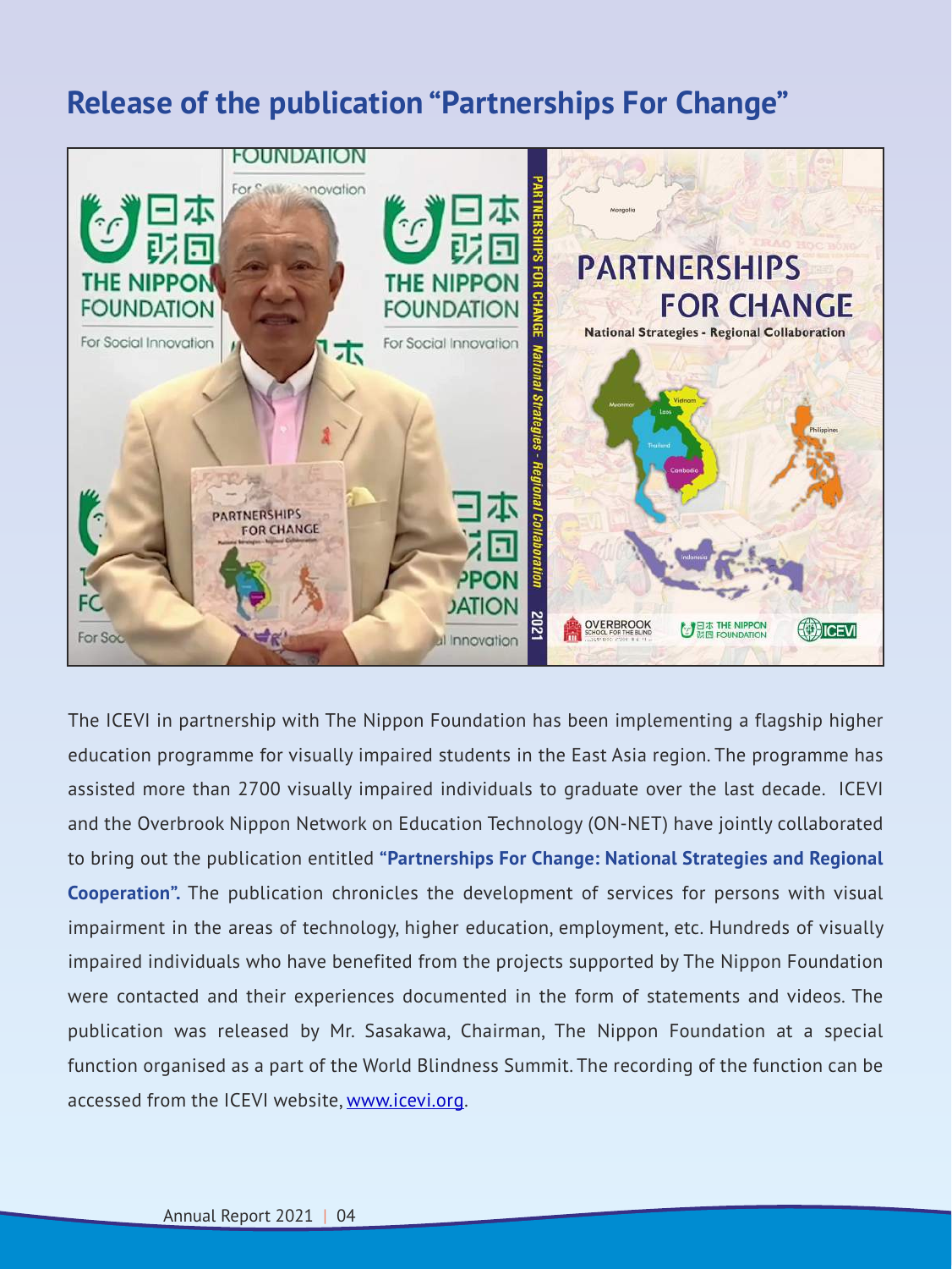## Release of the publication "Partnerships For Change"

The ICEVI in partnership with The Nippon Foundation has been implementing a flagship higher education programme for visually impaired students in the East Asia region. The programme has assisted more than 2700 visually impaired individuals to graduate over the last decade. ICEVI and the Overbrook Nippon Network on Education Technology (ON-NET) have jointly collaborated to bring out the publication entitled **"Partnerships For Change: National Strategies and Regional Cooperation".** The publication chronicles the development of services for persons with visual impairment in the areas of technology, higher education, employment, etc. Hundreds of visually impaired individuals who have benefited from the projects supported by The Nippon Foundation were contacted and their experiences documented in the form of statements and videos. The publication was released by Mr. Sasakawa, Chairman, The Nippon Foundation at a special function organised as a part of the World Blindness Summit. The recording of the function can be accessed from the ICEVI website, www.icevi.org.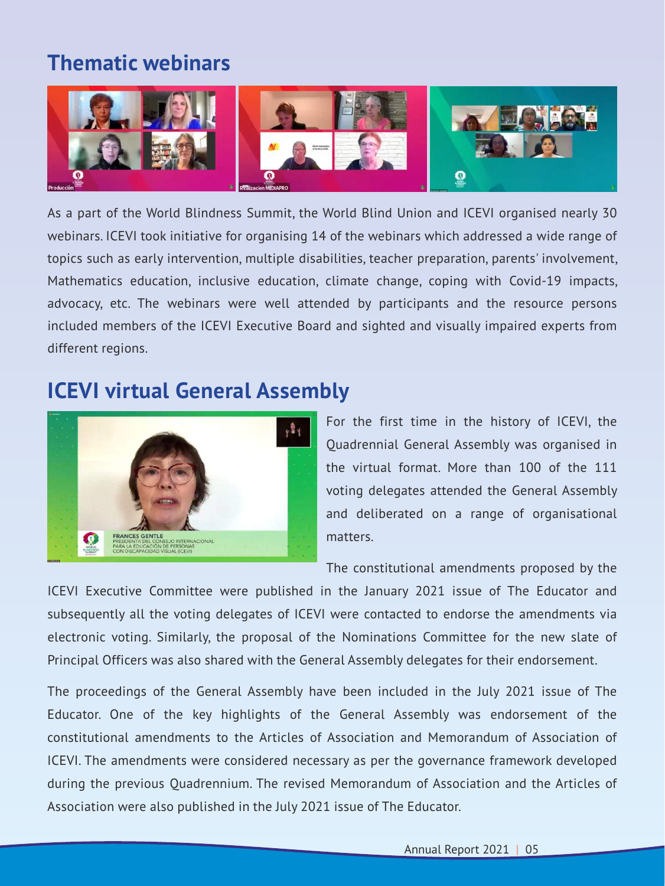## Thematic webinars

As a part of the World Blindness Summit, the World Blind Union and ICEVI organised nearly 30 webinars. ICEVI took initiative for organising 14 of the webinars which addressed a wide range of topics such as early intervention, multiple disabilities, teacher preparation, parents' involvement, Mathematics education, inclusive education, climate change, coping with Covid-19 impacts, advocacy, etc. The webinars were well attended by participants and the resource persons included members of the ICEVI Executive Board and sighted and visually impaired experts from different regions.

## ICEVI virtual General Assembly

For the first time in the history of ICEVI, the Quadrennial General Assembly was organised in the virtual format. More than 100 of the 111 voting delegates attended the General Assembly and deliberated on a range of organisational matters.

The constitutional amendments proposed by the ICEVI Executive Committee were published in the January 2021 issue of The Educator and subsequently all the voting delegates of ICEVI were contacted to endorse the amendments via electronic voting. Similarly, the proposal of the Nominations Committee for the new slate of Principal Officers was also shared with the General Assembly delegates for their endorsement.

The proceedings of the General Assembly have been included in the July 2021 issue of The Educator. One of the key highlights of the General Assembly was endorsement of the constitutional amendments to the Articles of Association and Memorandum of Association of ICEVI. The amendments were considered necessary as per the governance framework developed during the previous Quadrennium. The revised Memorandum of Association and the Articles of Association were also published in the July 2021 issue of The Educator.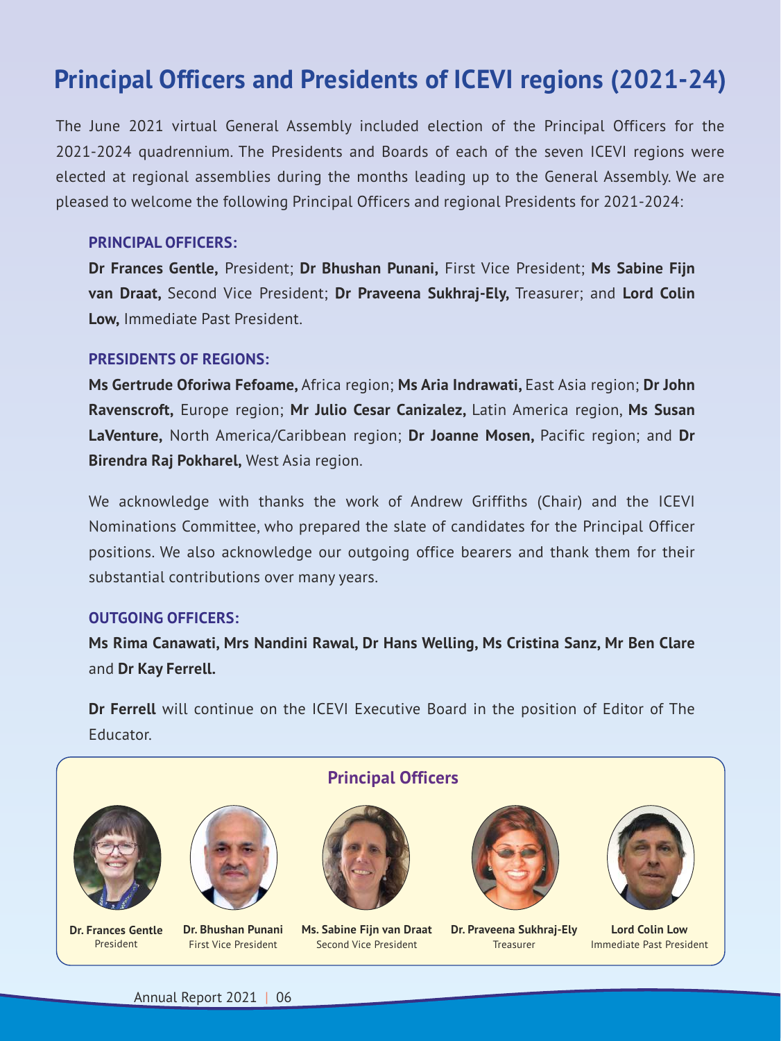# Principal Officers and Presidents of ICEVI regions (2021-24)

The June 2021 virtual General Assembly included election of the Principal Officers for the 2021-2024 quadrennium. The Presidents and Boards of each of the seven ICEVI regions were elected at regional assemblies during the months leading up to the General Assembly. We are pleased to welcome the following Principal Officers and regional Presidents for 2021-2024:

**PRINCIPAL OFFICERS:**

**Dr Frances Gentle,** President; **Dr Bhushan Punani,** First Vice President; **Ms Sabine Fijn van Draat,** Second Vice President; **Dr Praveena Sukhraj-Ely,** Treasurer; and **Lord Colin Low,** Immediate Past President.

**PRESIDENTS OF REGIONS:**

**Ms Gertrude Oforiwa Fefoame,** Africa region; **Ms Aria Indrawati,** East Asia region; **Dr John Ravenscroft,** Europe region; **Mr Julio Cesar Canizalez,** Latin America region, **Ms Susan LaVenture,** North America/Caribbean region; **Dr Joanne Mosen,** Pacific region; and **Dr Birendra Raj Pokharel,** West Asia region.

We acknowledge with thanks the work of Andrew Griffiths (Chair) and the ICEVI Nominations Committee, who prepared the slate of candidates for the Principal Officer positions. We also acknowledge our outgoing office bearers and thank them for their substantial contributions over many years.

**OUTGOING OFFICERS:**

**Ms Rima Canawati, Mrs Nandini Rawal, Dr Hans Welling, Ms Cristina Sanz, Mr Ben Clare** and **Dr Kay Ferrell.**

**Dr Ferrell** will continue on the ICEVI Executive Board in the position of Editor of The Educator.

## Principal Officers

**Dr. Frances Gentle**
President

**Dr. Bhushan Punani**
First Vice President

**Ms. Sabine Fijn van Draat**
Second Vice President

**Dr. Praveena Sukhraj-Ely**
Treasurer

**Lord Colin Low**
Immediate Past President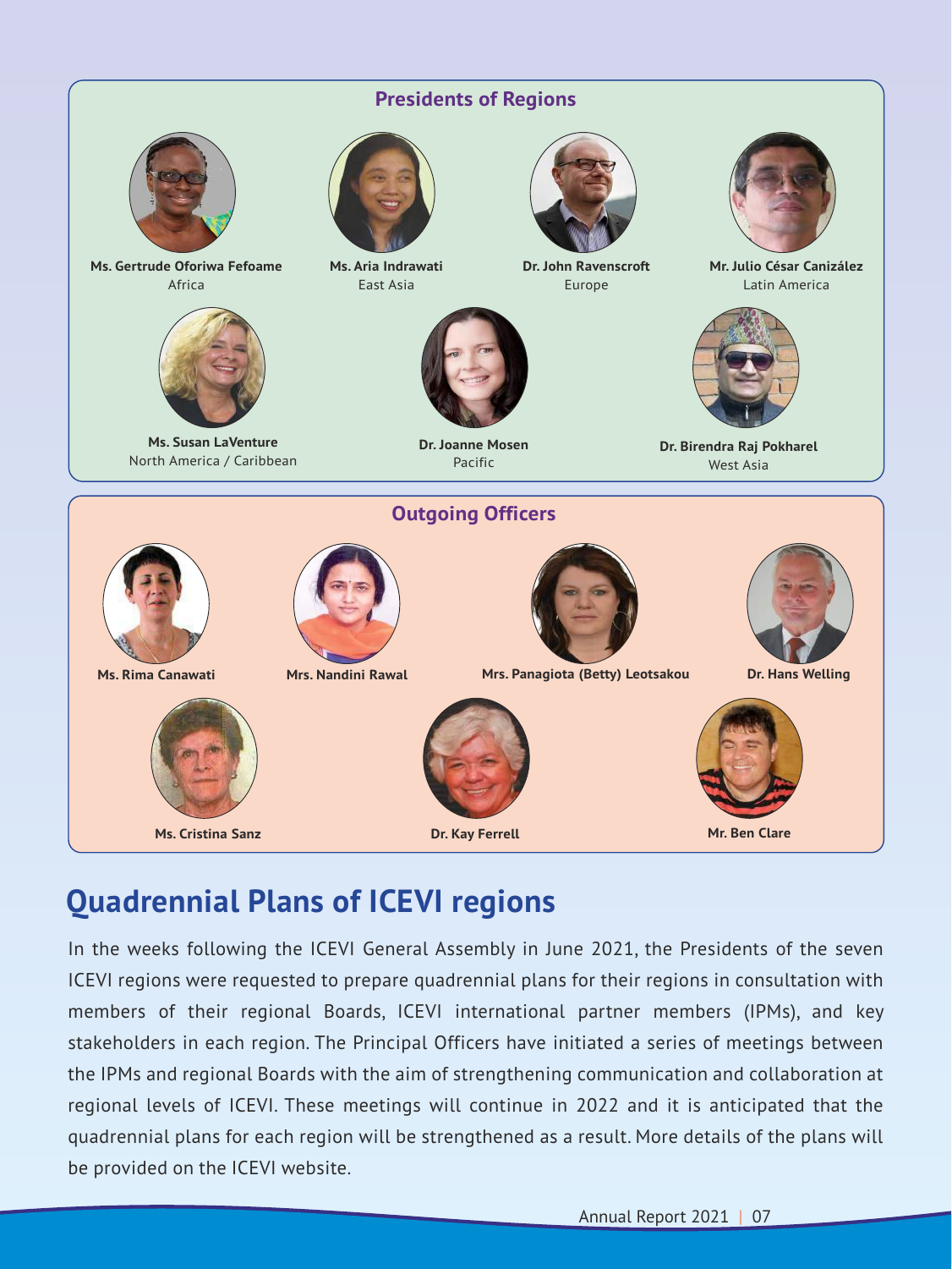## Presidents of Regions

**Ms. Gertrude Oforiwa Fefoame**
Africa

**Ms. Aria Indrawati**
East Asia

**Dr. John Ravenscroft**
Europe

**Mr. Julio César Canizález**
Latin America

**Ms. Susan LaVenture**
North America / Caribbean

**Dr. Joanne Mosen**
Pacific

**Dr. Birendra Raj Pokharel**
West Asia

## Outgoing Officers

**Ms. Rima Canawati**

**Mrs. Nandini Rawal**

**Mrs. Panagiota (Betty) Leotsakou**

**Dr. Hans Welling**

**Ms. Cristina Sanz**

**Dr. Kay Ferrell**

**Mr. Ben Clare**

# Quadrennial Plans of ICEVI regions

In the weeks following the ICEVI General Assembly in June 2021, the Presidents of the seven ICEVI regions were requested to prepare quadrennial plans for their regions in consultation with members of their regional Boards, ICEVI international partner members (IPMs), and key stakeholders in each region. The Principal Officers have initiated a series of meetings between the IPMs and regional Boards with the aim of strengthening communication and collaboration at regional levels of ICEVI. These meetings will continue in 2022 and it is anticipated that the quadrennial plans for each region will be strengthened as a result. More details of the plans will be provided on the ICEVI website.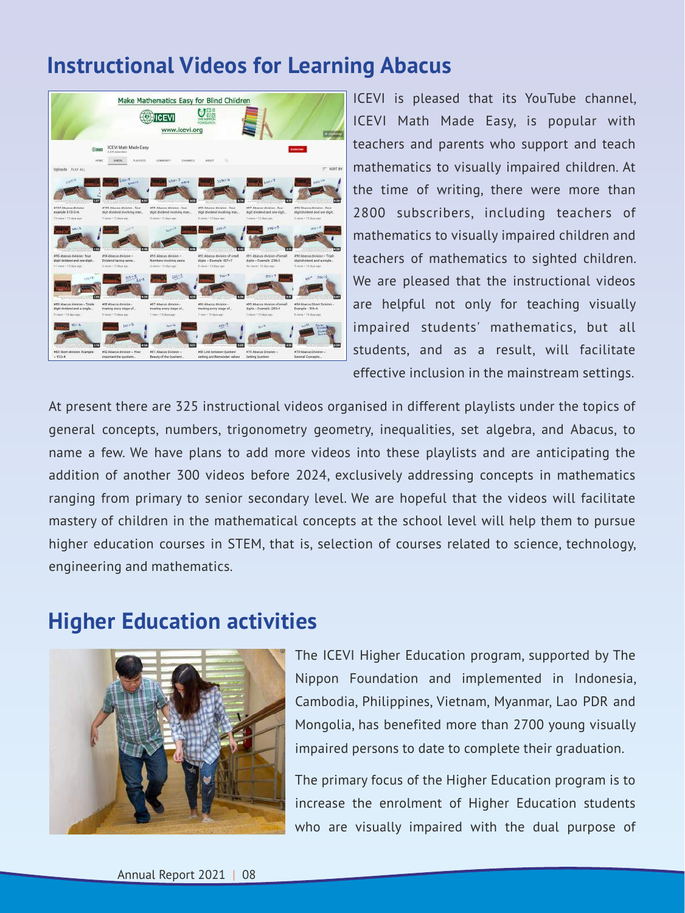## Instructional Videos for Learning Abacus

ICEVI is pleased that its YouTube channel, ICEVI Math Made Easy, is popular with teachers and parents who support and teach mathematics to visually impaired children. At the time of writing, there were more than 2800 subscribers, including teachers of mathematics to visually impaired children and teachers of mathematics to sighted children. We are pleased that the instructional videos are helpful not only for teaching visually impaired students' mathematics, but all students, and as a result, will facilitate effective inclusion in the mainstream settings.

At present there are 325 instructional videos organised in different playlists under the topics of general concepts, numbers, trigonometry geometry, inequalities, set algebra, and Abacus, to name a few. We have plans to add more videos into these playlists and are anticipating the addition of another 300 videos before 2024, exclusively addressing concepts in mathematics ranging from primary to senior secondary level. We are hopeful that the videos will facilitate mastery of children in the mathematical concepts at the school level will help them to pursue higher education courses in STEM, that is, selection of courses related to science, technology, engineering and mathematics.

## Higher Education activities

The ICEVI Higher Education program, supported by The Nippon Foundation and implemented in Indonesia, Cambodia, Philippines, Vietnam, Myanmar, Lao PDR and Mongolia, has benefited more than 2700 young visually impaired persons to date to complete their graduation.

The primary focus of the Higher Education program is to increase the enrolment of Higher Education students who are visually impaired with the dual purpose of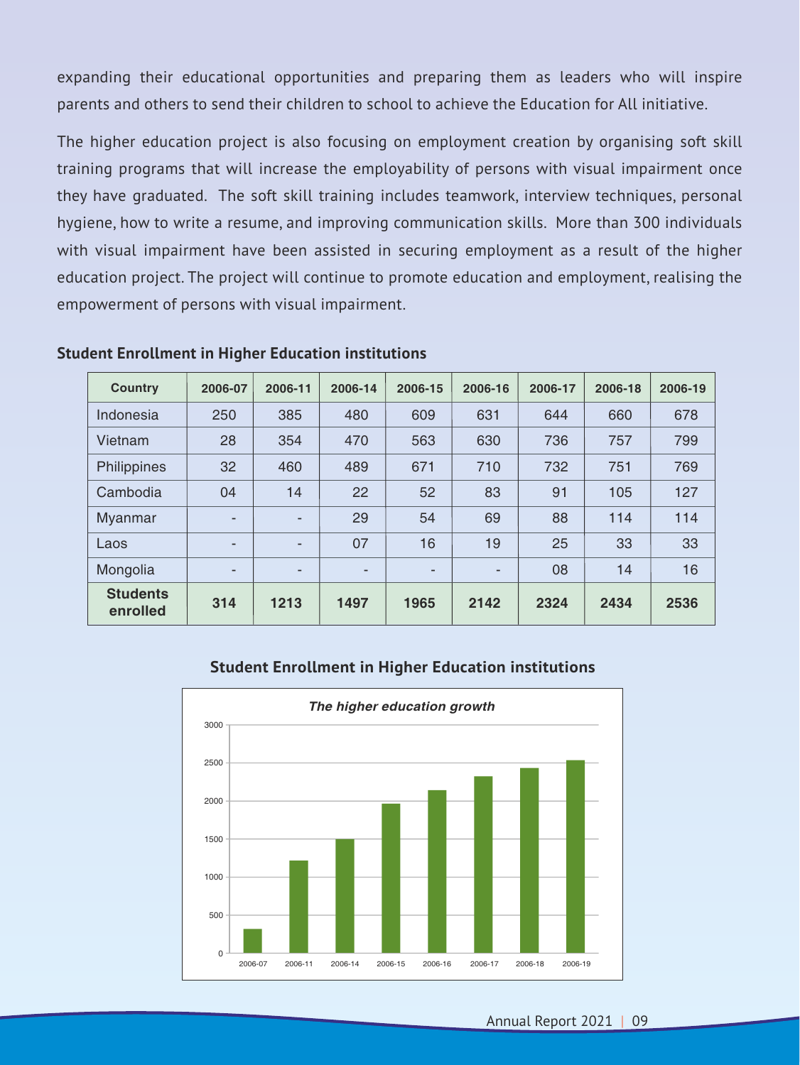expanding their educational opportunities and preparing them as leaders who will inspire parents and others to send their children to school to achieve the Education for All initiative.

The higher education project is also focusing on employment creation by organising soft skill training programs that will increase the employability of persons with visual impairment once they have graduated. The soft skill training includes teamwork, interview techniques, personal hygiene, how to write a resume, and improving communication skills. More than 300 individuals with visual impairment have been assisted in securing employment as a result of the higher education project. The project will continue to promote education and employment, realising the empowerment of persons with visual impairment.

**Student Enrollment in Higher Education institutions**

| Country | 2006-07 | 2006-11 | 2006-14 | 2006-15 | 2006-16 | 2006-17 | 2006-18 | 2006-19 |
|---|---|---|---|---|---|---|---|---|
| Indonesia | 250 | 385 | 480 | 609 | 631 | 644 | 660 | 678 |
| Vietnam | 28 | 354 | 470 | 563 | 630 | 736 | 757 | 799 |
| Philippines | 32 | 460 | 489 | 671 | 710 | 732 | 751 | 769 |
| Cambodia | 04 | 14 | 22 | 52 | 83 | 91 | 105 | 127 |
| Myanmar | - | - | 29 | 54 | 69 | 88 | 114 | 114 |
| Laos | - | - | 07 | 16 | 19 | 25 | 33 | 33 |
| Mongolia | - | - | - | - | - | 08 | 14 | 16 |
| **Students enrolled** | **314** | **1213** | **1497** | **1965** | **2142** | **2324** | **2434** | **2536** |

**Student Enrollment in Higher Education institutions**

*The higher education growth*

| Year | Students enrolled |
|---|---|
| 2006-07 | 314 |
| 2006-11 | 1213 |
| 2006-14 | 1497 |
| 2006-15 | 1965 |
| 2006-16 | 2142 |
| 2006-17 | 2324 |
| 2006-18 | 2434 |
| 2006-19 | 2536 |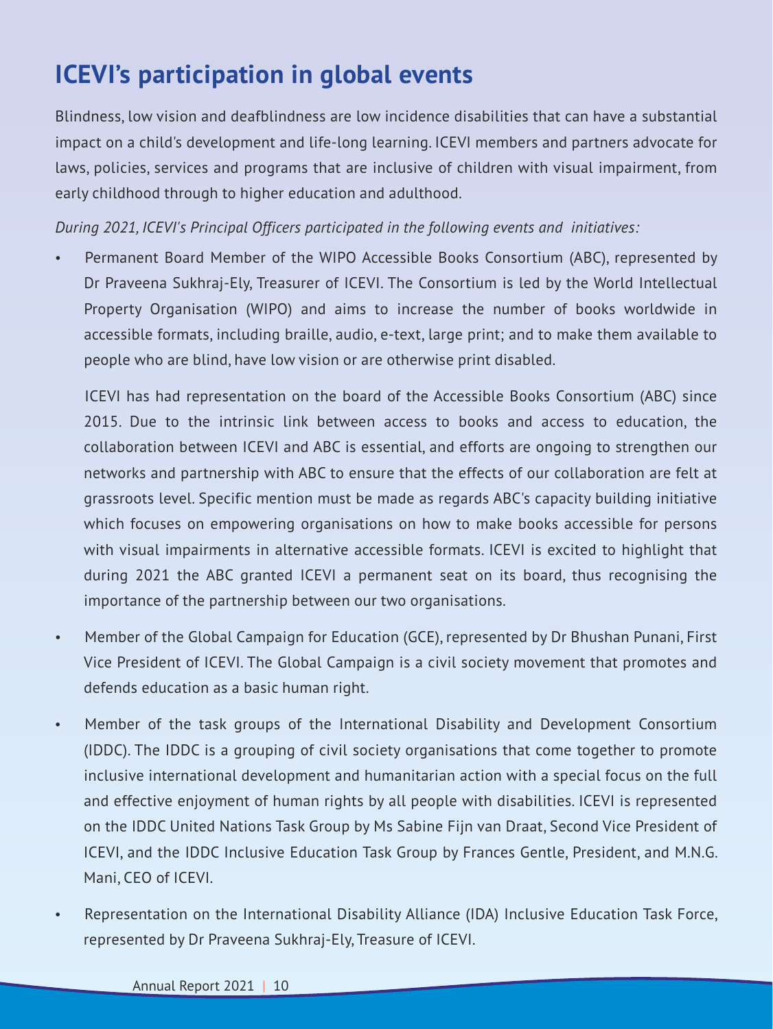# ICEVI's participation in global events

Blindness, low vision and deafblindness are low incidence disabilities that can have a substantial impact on a child's development and life-long learning. ICEVI members and partners advocate for laws, policies, services and programs that are inclusive of children with visual impairment, from early childhood through to higher education and adulthood.

*During 2021, ICEVI's Principal Officers participated in the following events and initiatives:*

- Permanent Board Member of the WIPO Accessible Books Consortium (ABC), represented by Dr Praveena Sukhraj-Ely, Treasurer of ICEVI. The Consortium is led by the World Intellectual Property Organisation (WIPO) and aims to increase the number of books worldwide in accessible formats, including braille, audio, e-text, large print; and to make them available to people who are blind, have low vision or are otherwise print disabled.

  ICEVI has had representation on the board of the Accessible Books Consortium (ABC) since 2015. Due to the intrinsic link between access to books and access to education, the collaboration between ICEVI and ABC is essential, and efforts are ongoing to strengthen our networks and partnership with ABC to ensure that the effects of our collaboration are felt at grassroots level. Specific mention must be made as regards ABC's capacity building initiative which focuses on empowering organisations on how to make books accessible for persons with visual impairments in alternative accessible formats. ICEVI is excited to highlight that during 2021 the ABC granted ICEVI a permanent seat on its board, thus recognising the importance of the partnership between our two organisations.

- Member of the Global Campaign for Education (GCE), represented by Dr Bhushan Punani, First Vice President of ICEVI. The Global Campaign is a civil society movement that promotes and defends education as a basic human right.

- Member of the task groups of the International Disability and Development Consortium (IDDC). The IDDC is a grouping of civil society organisations that come together to promote inclusive international development and humanitarian action with a special focus on the full and effective enjoyment of human rights by all people with disabilities. ICEVI is represented on the IDDC United Nations Task Group by Ms Sabine Fijn van Draat, Second Vice President of ICEVI, and the IDDC Inclusive Education Task Group by Frances Gentle, President, and M.N.G. Mani, CEO of ICEVI.

- Representation on the International Disability Alliance (IDA) Inclusive Education Task Force, represented by Dr Praveena Sukhraj-Ely, Treasure of ICEVI.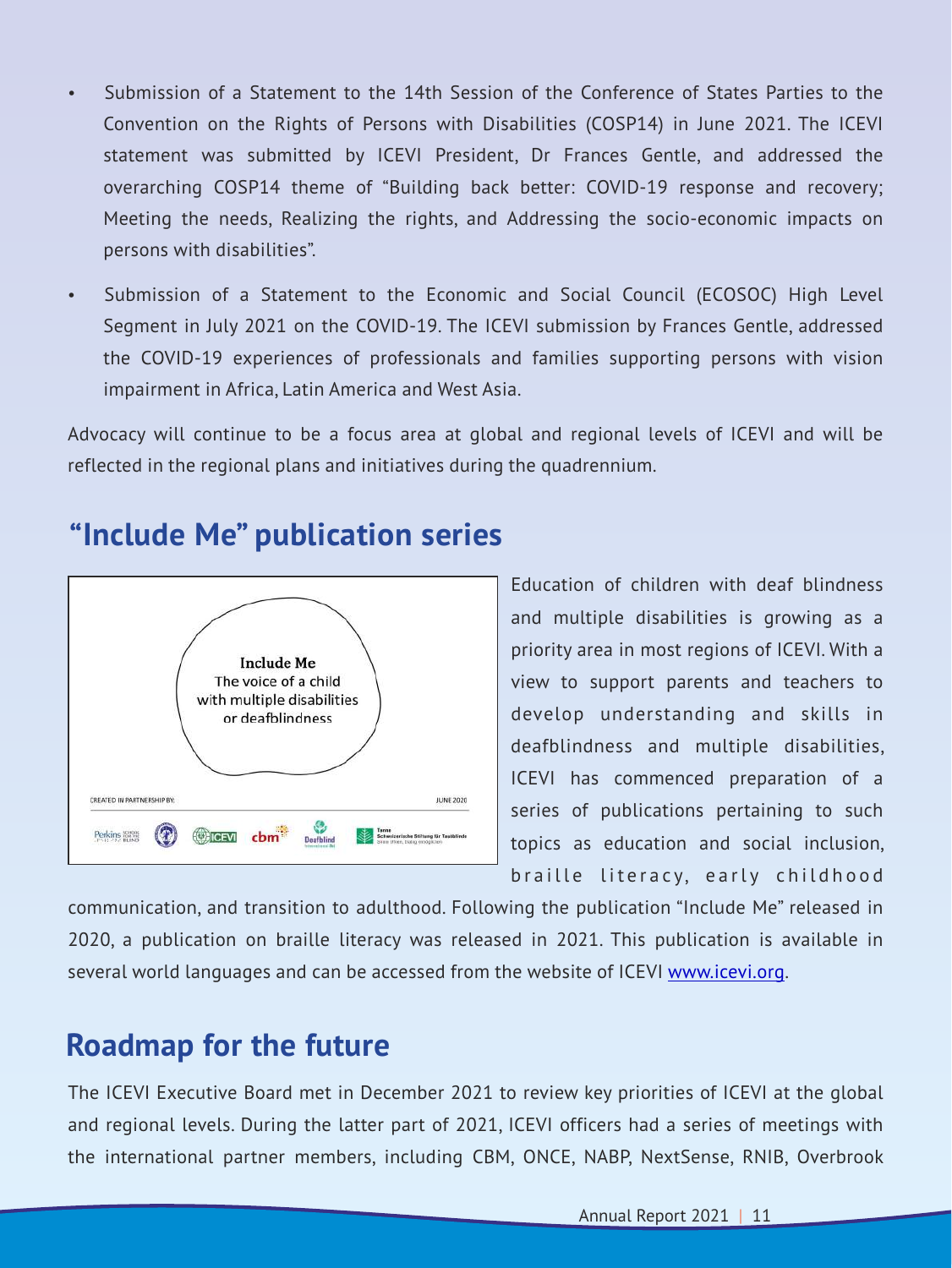- Submission of a Statement to the 14th Session of the Conference of States Parties to the Convention on the Rights of Persons with Disabilities (COSP14) in June 2021. The ICEVI statement was submitted by ICEVI President, Dr Frances Gentle, and addressed the overarching COSP14 theme of "Building back better: COVID-19 response and recovery; Meeting the needs, Realizing the rights, and Addressing the socio-economic impacts on persons with disabilities".
- Submission of a Statement to the Economic and Social Council (ECOSOC) High Level Segment in July 2021 on the COVID-19. The ICEVI submission by Frances Gentle, addressed the COVID-19 experiences of professionals and families supporting persons with vision impairment in Africa, Latin America and West Asia.

Advocacy will continue to be a focus area at global and regional levels of ICEVI and will be reflected in the regional plans and initiatives during the quadrennium.

## "Include Me" publication series

Education of children with deaf blindness and multiple disabilities is growing as a priority area in most regions of ICEVI. With a view to support parents and teachers to develop understanding and skills in deafblindness and multiple disabilities, ICEVI has commenced preparation of a series of publications pertaining to such topics as education and social inclusion, braille literacy, early childhood communication, and transition to adulthood. Following the publication "Include Me" released in 2020, a publication on braille literacy was released in 2021. This publication is available in several world languages and can be accessed from the website of ICEVI [www.icevi.org](http://www.icevi.org).

## Roadmap for the future

The ICEVI Executive Board met in December 2021 to review key priorities of ICEVI at the global and regional levels. During the latter part of 2021, ICEVI officers had a series of meetings with the international partner members, including CBM, ONCE, NABP, NextSense, RNIB, Overbrook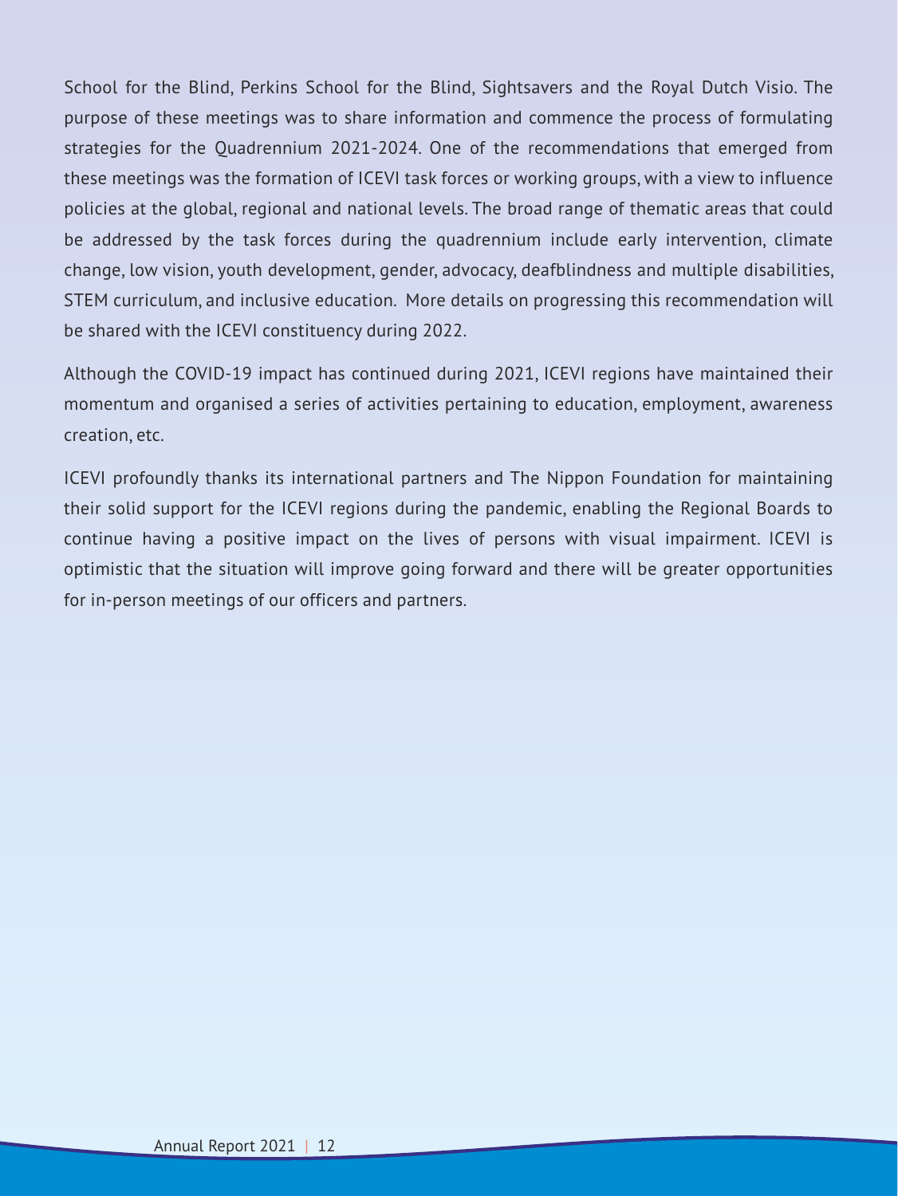School for the Blind, Perkins School for the Blind, Sightsavers and the Royal Dutch Visio. The purpose of these meetings was to share information and commence the process of formulating strategies for the Quadrennium 2021-2024. One of the recommendations that emerged from these meetings was the formation of ICEVI task forces or working groups, with a view to influence policies at the global, regional and national levels. The broad range of thematic areas that could be addressed by the task forces during the quadrennium include early intervention, climate change, low vision, youth development, gender, advocacy, deafblindness and multiple disabilities, STEM curriculum, and inclusive education. More details on progressing this recommendation will be shared with the ICEVI constituency during 2022.

Although the COVID-19 impact has continued during 2021, ICEVI regions have maintained their momentum and organised a series of activities pertaining to education, employment, awareness creation, etc.

ICEVI profoundly thanks its international partners and The Nippon Foundation for maintaining their solid support for the ICEVI regions during the pandemic, enabling the Regional Boards to continue having a positive impact on the lives of persons with visual impairment. ICEVI is optimistic that the situation will improve going forward and there will be greater opportunities for in-person meetings of our officers and partners.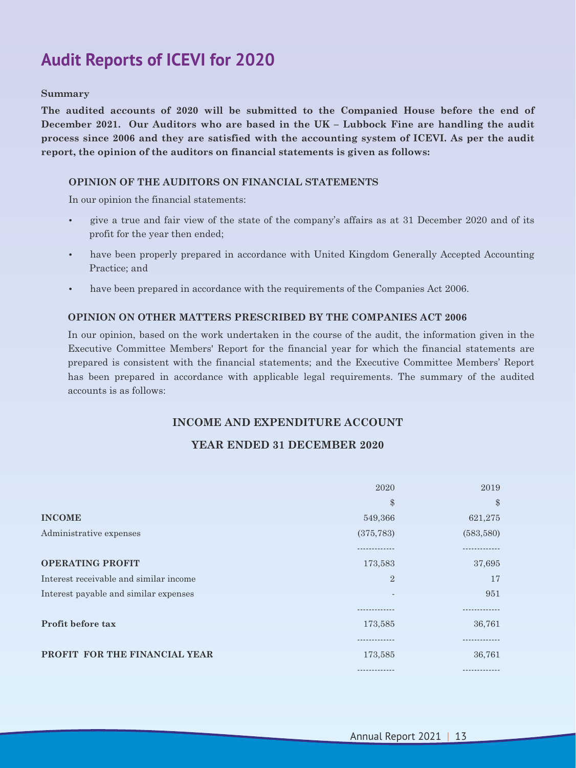# Audit Reports of ICEVI for 2020

**Summary**

**The audited accounts of 2020 will be submitted to the Companied House before the end of December 2021. Our Auditors who are based in the UK – Lubbock Fine are handling the audit process since 2006 and they are satisfied with the accounting system of ICEVI. As per the audit report, the opinion of the auditors on financial statements is given as follows:**

**OPINION OF THE AUDITORS ON FINANCIAL STATEMENTS**

In our opinion the financial statements:

- give a true and fair view of the state of the company's affairs as at 31 December 2020 and of its profit for the year then ended;
- have been properly prepared in accordance with United Kingdom Generally Accepted Accounting Practice; and
- have been prepared in accordance with the requirements of the Companies Act 2006.

**OPINION ON OTHER MATTERS PRESCRIBED BY THE COMPANIES ACT 2006**

In our opinion, based on the work undertaken in the course of the audit, the information given in the Executive Committee Members' Report for the financial year for which the financial statements are prepared is consistent with the financial statements; and the Executive Committee Members' Report has been prepared in accordance with applicable legal requirements. The summary of the audited accounts is as follows:

**INCOME AND EXPENDITURE ACCOUNT**

**YEAR ENDED 31 DECEMBER 2020**

| | 2020 | 2019 |
|---|---|---|
| | $ | $ |
| **INCOME** | 549,366 | 621,275 |
| Administrative expenses | (375,783) | (583,580) |
| **OPERATING PROFIT** | 173,583 | 37,695 |
| Interest receivable and similar income | 2 | 17 |
| Interest payable and similar expenses | - | 951 |
| **Profit before tax** | 173,585 | 36,761 |
| **PROFIT FOR THE FINANCIAL YEAR** | 173,585 | 36,761 |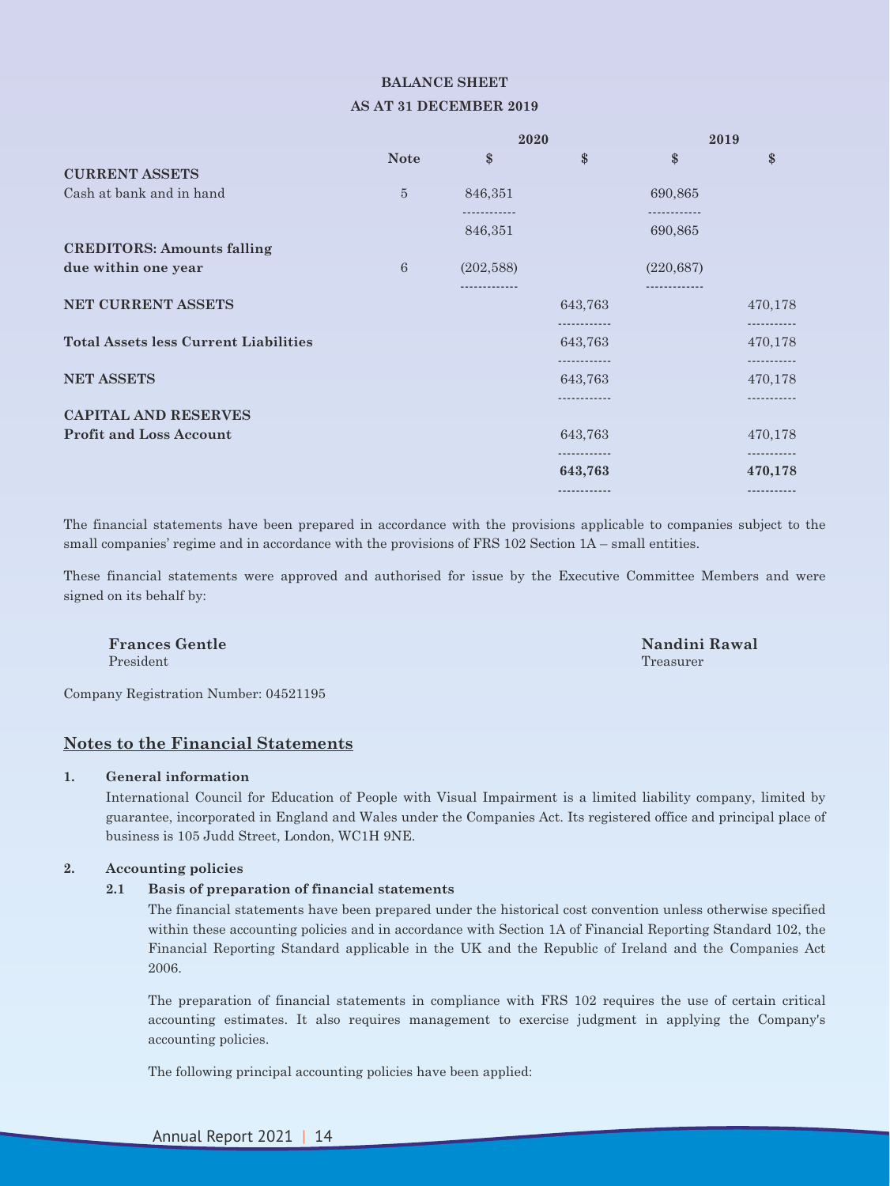# BALANCE SHEET

## AS AT 31 DECEMBER 2019

| | Note | 2020 | | 2019 | |
|---|---|---|---|---|---|
| | | $ | $ | $ | $ |
| **CURRENT ASSETS** | | | | | |
| Cash at bank and in hand | 5 | 846,351 | | 690,865 | |
| | | 846,351 | | 690,865 | |
| **CREDITORS: Amounts falling due within one year** | 6 | (202,588) | | (220,687) | |
| **NET CURRENT ASSETS** | | | 643,763 | | 470,178 |
| **Total Assets less Current Liabilities** | | | 643,763 | | 470,178 |
| **NET ASSETS** | | | 643,763 | | 470,178 |
| **CAPITAL AND RESERVES** | | | | | |
| **Profit and Loss Account** | | | 643,763 | | 470,178 |
| | | | **643,763** | | **470,178** |

The financial statements have been prepared in accordance with the provisions applicable to companies subject to the small companies' regime and in accordance with the provisions of FRS 102 Section 1A – small entities.

These financial statements were approved and authorised for issue by the Executive Committee Members and were signed on its behalf by:

**Frances Gentle**
President

**Nandini Rawal**
Treasurer

Company Registration Number: 04521195

## Notes to the Financial Statements

**1. General information**

International Council for Education of People with Visual Impairment is a limited liability company, limited by guarantee, incorporated in England and Wales under the Companies Act. Its registered office and principal place of business is 105 Judd Street, London, WC1H 9NE.

**2. Accounting policies**

**2.1 Basis of preparation of financial statements**

The financial statements have been prepared under the historical cost convention unless otherwise specified within these accounting policies and in accordance with Section 1A of Financial Reporting Standard 102, the Financial Reporting Standard applicable in the UK and the Republic of Ireland and the Companies Act 2006.

The preparation of financial statements in compliance with FRS 102 requires the use of certain critical accounting estimates. It also requires management to exercise judgment in applying the Company's accounting policies.

The following principal accounting policies have been applied: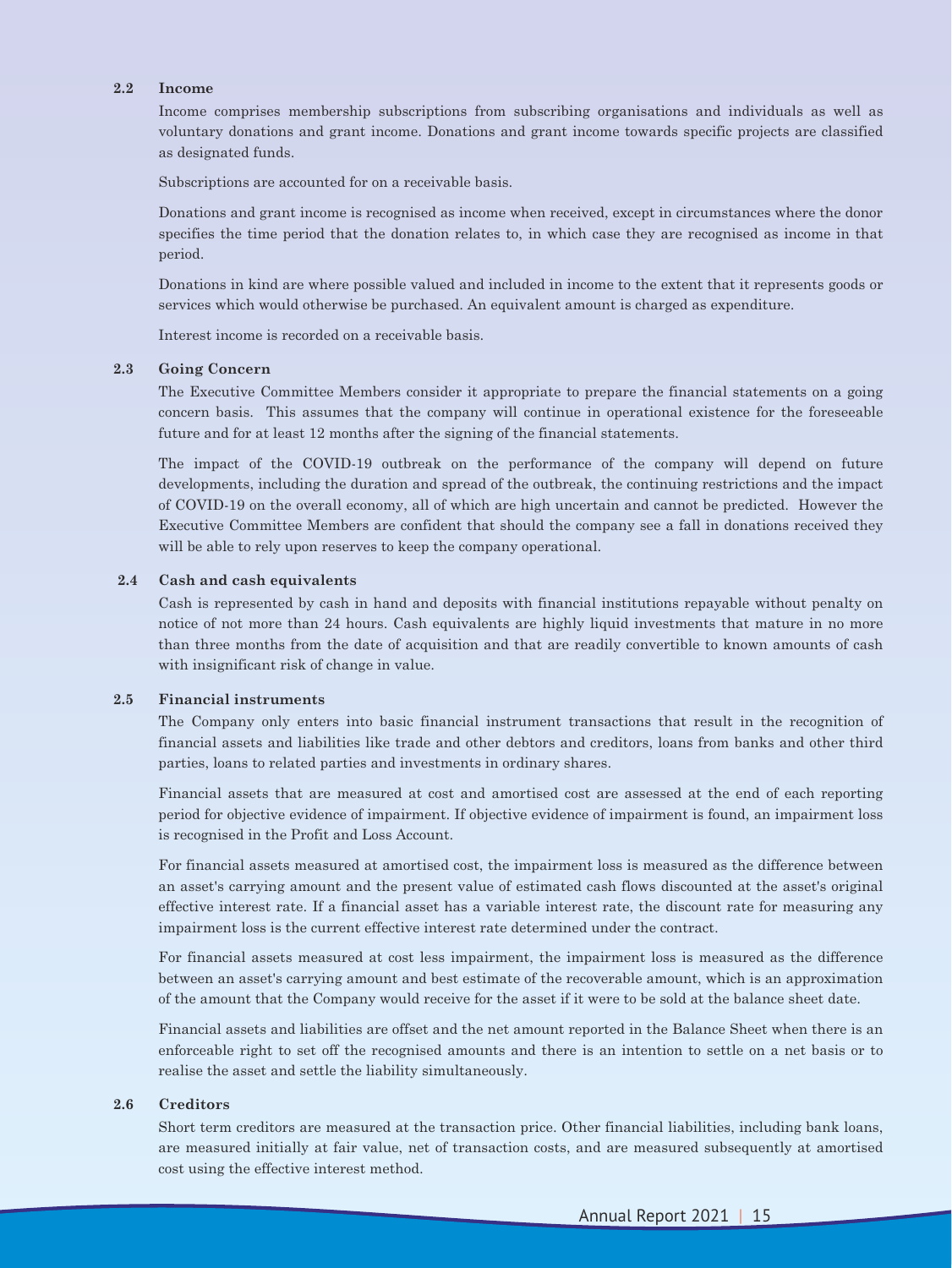### 2.2 Income

Income comprises membership subscriptions from subscribing organisations and individuals as well as voluntary donations and grant income. Donations and grant income towards specific projects are classified as designated funds.

Subscriptions are accounted for on a receivable basis.

Donations and grant income is recognised as income when received, except in circumstances where the donor specifies the time period that the donation relates to, in which case they are recognised as income in that period.

Donations in kind are where possible valued and included in income to the extent that it represents goods or services which would otherwise be purchased. An equivalent amount is charged as expenditure.

Interest income is recorded on a receivable basis.

### 2.3 Going Concern

The Executive Committee Members consider it appropriate to prepare the financial statements on a going concern basis. This assumes that the company will continue in operational existence for the foreseeable future and for at least 12 months after the signing of the financial statements.

The impact of the COVID-19 outbreak on the performance of the company will depend on future developments, including the duration and spread of the outbreak, the continuing restrictions and the impact of COVID-19 on the overall economy, all of which are high uncertain and cannot be predicted. However the Executive Committee Members are confident that should the company see a fall in donations received they will be able to rely upon reserves to keep the company operational.

### 2.4 Cash and cash equivalents

Cash is represented by cash in hand and deposits with financial institutions repayable without penalty on notice of not more than 24 hours. Cash equivalents are highly liquid investments that mature in no more than three months from the date of acquisition and that are readily convertible to known amounts of cash with insignificant risk of change in value.

### 2.5 Financial instruments

The Company only enters into basic financial instrument transactions that result in the recognition of financial assets and liabilities like trade and other debtors and creditors, loans from banks and other third parties, loans to related parties and investments in ordinary shares.

Financial assets that are measured at cost and amortised cost are assessed at the end of each reporting period for objective evidence of impairment. If objective evidence of impairment is found, an impairment loss is recognised in the Profit and Loss Account.

For financial assets measured at amortised cost, the impairment loss is measured as the difference between an asset's carrying amount and the present value of estimated cash flows discounted at the asset's original effective interest rate. If a financial asset has a variable interest rate, the discount rate for measuring any impairment loss is the current effective interest rate determined under the contract.

For financial assets measured at cost less impairment, the impairment loss is measured as the difference between an asset's carrying amount and best estimate of the recoverable amount, which is an approximation of the amount that the Company would receive for the asset if it were to be sold at the balance sheet date.

Financial assets and liabilities are offset and the net amount reported in the Balance Sheet when there is an enforceable right to set off the recognised amounts and there is an intention to settle on a net basis or to realise the asset and settle the liability simultaneously.

### 2.6 Creditors

Short term creditors are measured at the transaction price. Other financial liabilities, including bank loans, are measured initially at fair value, net of transaction costs, and are measured subsequently at amortised cost using the effective interest method.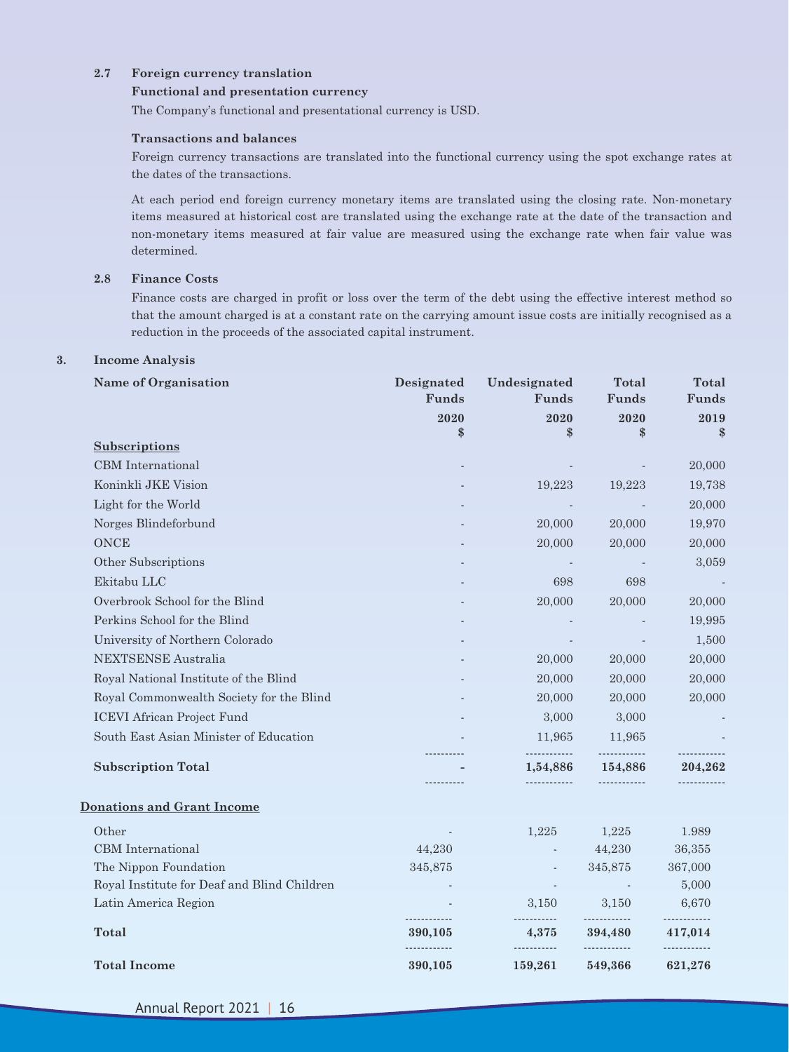### 2.7 Foreign currency translation

**Functional and presentation currency**

The Company's functional and presentational currency is USD.

**Transactions and balances**

Foreign currency transactions are translated into the functional currency using the spot exchange rates at the dates of the transactions.

At each period end foreign currency monetary items are translated using the closing rate. Non-monetary items measured at historical cost are translated using the exchange rate at the date of the transaction and non-monetary items measured at fair value are measured using the exchange rate when fair value was determined.

### 2.8 Finance Costs

Finance costs are charged in profit or loss over the term of the debt using the effective interest method so that the amount charged is at a constant rate on the carrying amount issue costs are initially recognised as a reduction in the proceeds of the associated capital instrument.

## 3. Income Analysis

| Name of Organisation | Designated Funds 2020 $ | Undesignated Funds 2020 $ | Total Funds 2020 $ | Total Funds 2019 $ |
|---|---|---|---|---|
| **Subscriptions** | | | | |
| CBM International | - | - | - | 20,000 |
| Koninkli JKE Vision | - | 19,223 | 19,223 | 19,738 |
| Light for the World | - | - | - | 20,000 |
| Norges Blindeforbund | - | 20,000 | 20,000 | 19,970 |
| ONCE | - | 20,000 | 20,000 | 20,000 |
| Other Subscriptions | - | - | - | 3,059 |
| Ekitabu LLC | - | 698 | 698 | - |
| Overbrook School for the Blind | - | 20,000 | 20,000 | 20,000 |
| Perkins School for the Blind | - | - | - | 19,995 |
| University of Northern Colorado | - | - | - | 1,500 |
| NEXTSENSE Australia | - | 20,000 | 20,000 | 20,000 |
| Royal National Institute of the Blind | - | 20,000 | 20,000 | 20,000 |
| Royal Commonwealth Society for the Blind | - | 20,000 | 20,000 | 20,000 |
| ICEVI African Project Fund | - | 3,000 | 3,000 | - |
| South East Asian Minister of Education | - | 11,965 | 11,965 | - |
| **Subscription Total** | **-** | **1,54,886** | **154,886** | **204,262** |
| **Donations and Grant Income** | | | | |
| Other | - | 1,225 | 1,225 | 1.989 |
| CBM International | 44,230 | - | 44,230 | 36,355 |
| The Nippon Foundation | 345,875 | - | 345,875 | 367,000 |
| Royal Institute for Deaf and Blind Children | - | - | - | 5,000 |
| Latin America Region | - | 3,150 | 3,150 | 6,670 |
| **Total** | **390,105** | **4,375** | **394,480** | **417,014** |
| **Total Income** | **390,105** | **159,261** | **549,366** | **621,276** |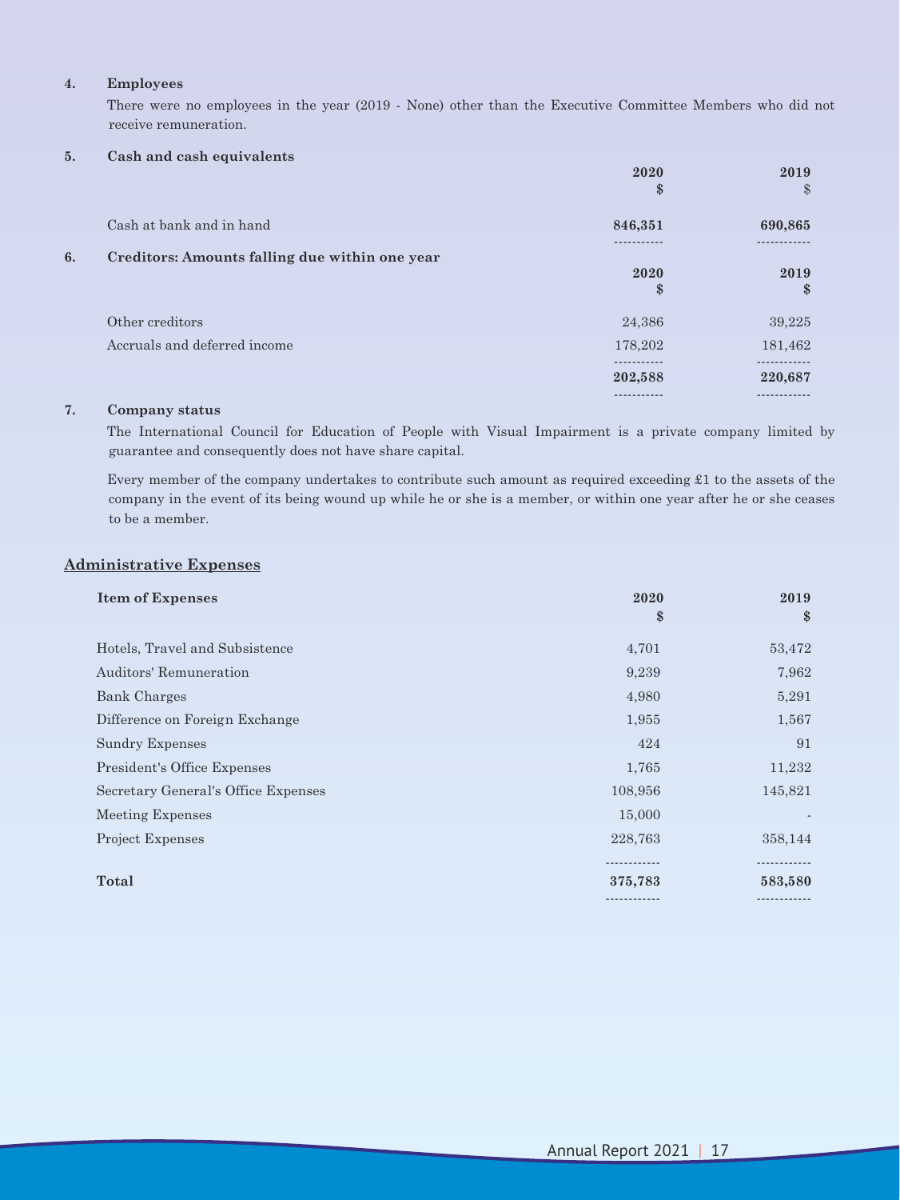**4. Employees**

There were no employees in the year (2019 - None) other than the Executive Committee Members who did not receive remuneration.

**5. Cash and cash equivalents**

| | 2020<br>$ | 2019<br>$ |
|---|---|---|
| Cash at bank and in hand | **846,351** | **690,865** |

**6. Creditors: Amounts falling due within one year**

| | 2020<br>$ | 2019<br>$ |
|---|---|---|
| Other creditors | 24,386 | 39,225 |
| Accruals and deferred income | 178,202 | 181,462 |
| | **202,588** | **220,687** |

**7. Company status**

The International Council for Education of People with Visual Impairment is a private company limited by guarantee and consequently does not have share capital.

Every member of the company undertakes to contribute such amount as required exceeding £1 to the assets of the company in the event of its being wound up while he or she is a member, or within one year after he or she ceases to be a member.

## Administrative Expenses

| Item of Expenses | 2020<br>$ | 2019<br>$ |
|---|---|---|
| Hotels, Travel and Subsistence | 4,701 | 53,472 |
| Auditors' Remuneration | 9,239 | 7,962 |
| Bank Charges | 4,980 | 5,291 |
| Difference on Foreign Exchange | 1,955 | 1,567 |
| Sundry Expenses | 424 | 91 |
| President's Office Expenses | 1,765 | 11,232 |
| Secretary General's Office Expenses | 108,956 | 145,821 |
| Meeting Expenses | 15,000 | - |
| Project Expenses | 228,763 | 358,144 |
| **Total** | **375,783** | **583,580** |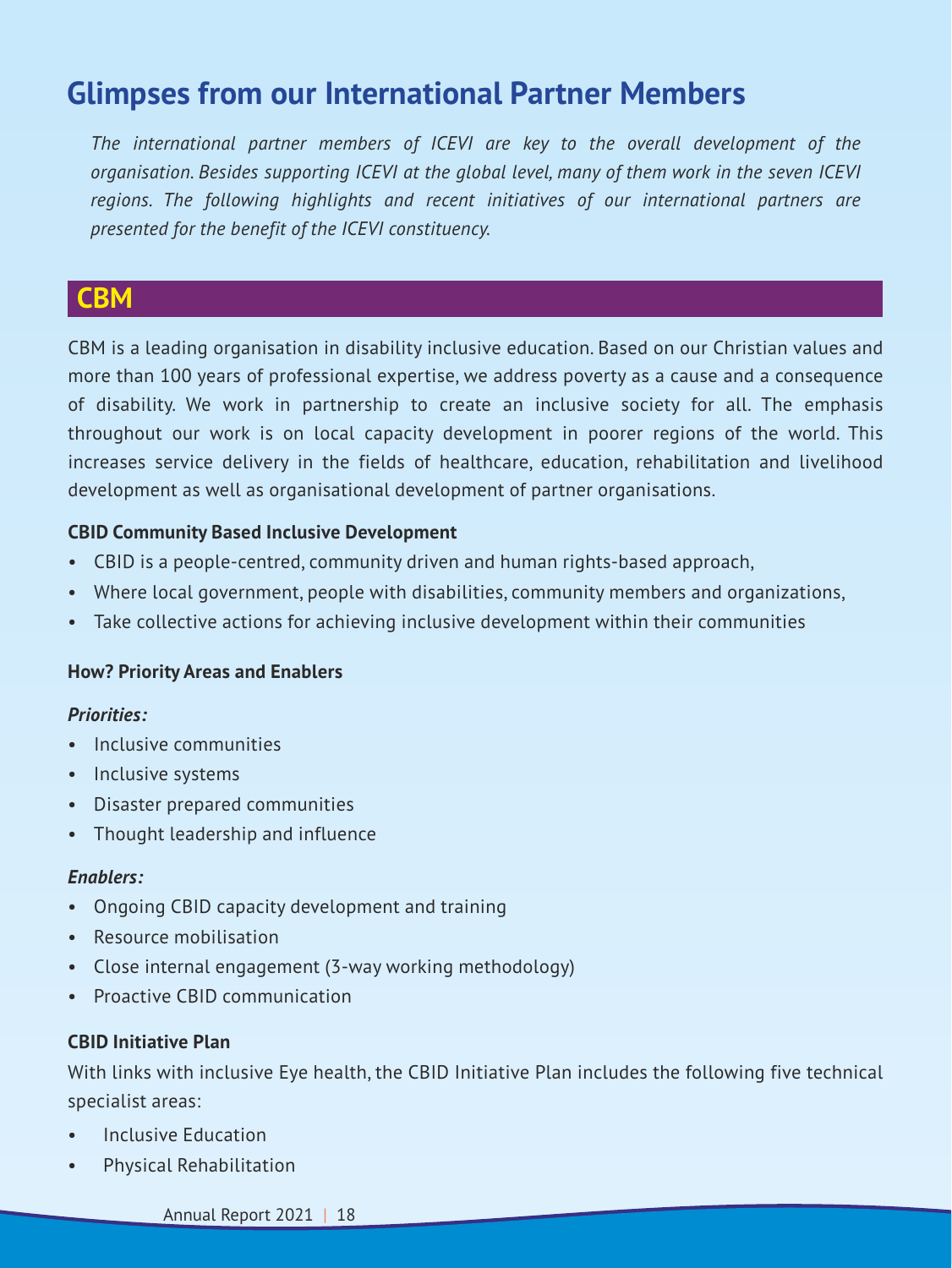# Glimpses from our International Partner Members

*The international partner members of ICEVI are key to the overall development of the organisation. Besides supporting ICEVI at the global level, many of them work in the seven ICEVI regions. The following highlights and recent initiatives of our international partners are presented for the benefit of the ICEVI constituency.*

## CBM

CBM is a leading organisation in disability inclusive education. Based on our Christian values and more than 100 years of professional expertise, we address poverty as a cause and a consequence of disability. We work in partnership to create an inclusive society for all. The emphasis throughout our work is on local capacity development in poorer regions of the world. This increases service delivery in the fields of healthcare, education, rehabilitation and livelihood development as well as organisational development of partner organisations.

**CBID Community Based Inclusive Development**

- CBID is a people-centred, community driven and human rights-based approach,
- Where local government, people with disabilities, community members and organizations,
- Take collective actions for achieving inclusive development within their communities

**How? Priority Areas and Enablers**

***Priorities:***

- Inclusive communities
- Inclusive systems
- Disaster prepared communities
- Thought leadership and influence

***Enablers:***

- Ongoing CBID capacity development and training
- Resource mobilisation
- Close internal engagement (3-way working methodology)
- Proactive CBID communication

**CBID Initiative Plan**

With links with inclusive Eye health, the CBID Initiative Plan includes the following five technical specialist areas:

- Inclusive Education
- Physical Rehabilitation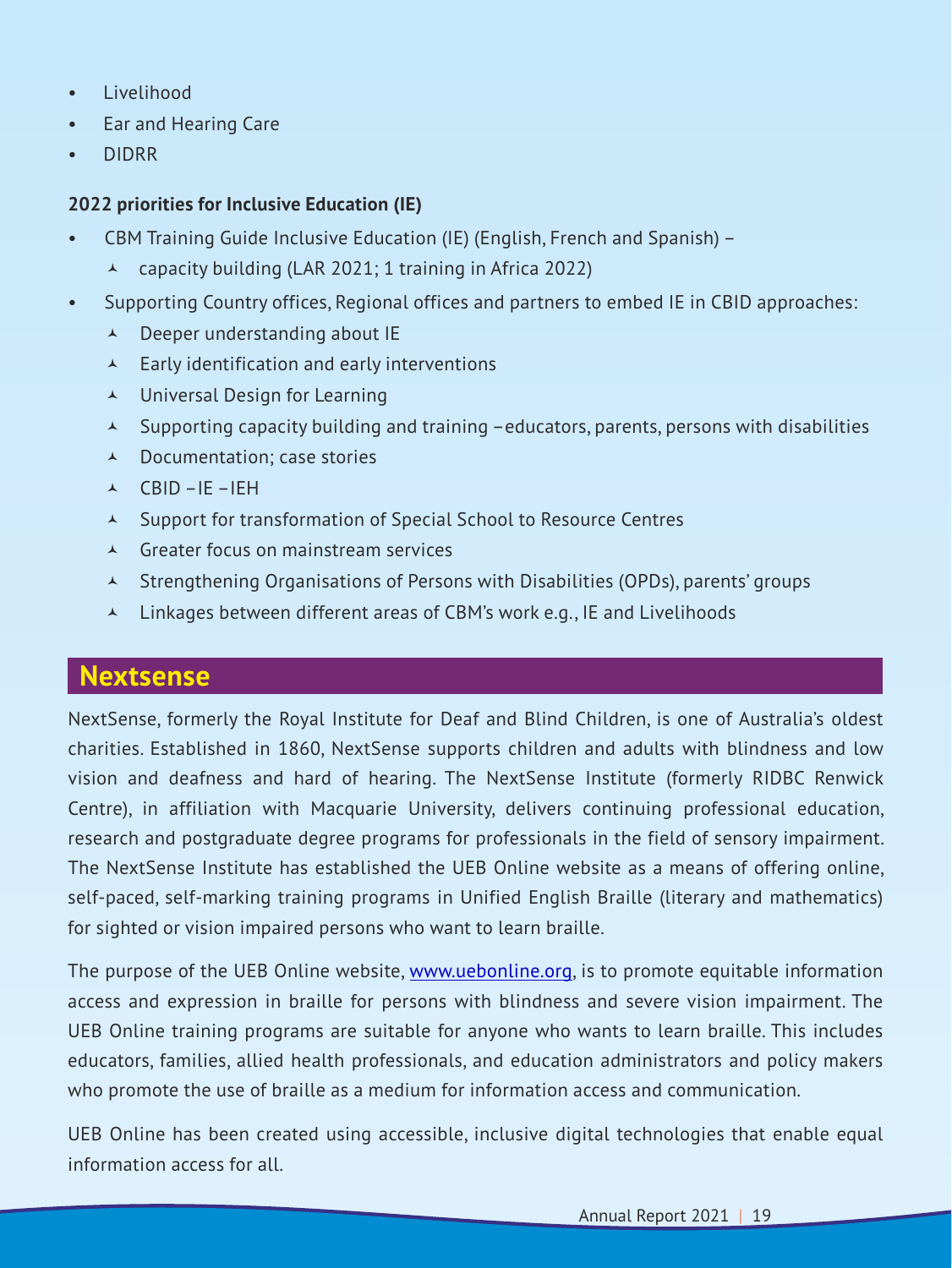- Livelihood
- Ear and Hearing Care
- DIDRR

**2022 priorities for Inclusive Education (IE)**

- CBM Training Guide Inclusive Education (IE) (English, French and Spanish) –
  - capacity building (LAR 2021; 1 training in Africa 2022)
- Supporting Country offices, Regional offices and partners to embed IE in CBID approaches:
  - Deeper understanding about IE
  - Early identification and early interventions
  - Universal Design for Learning
  - Supporting capacity building and training – educators, parents, persons with disabilities
  - Documentation; case stories
  - CBID – IE – IEH
  - Support for transformation of Special School to Resource Centres
  - Greater focus on mainstream services
  - Strengthening Organisations of Persons with Disabilities (OPDs), parents' groups
  - Linkages between different areas of CBM's work e.g., IE and Livelihoods

## Nextsense

NextSense, formerly the Royal Institute for Deaf and Blind Children, is one of Australia's oldest charities. Established in 1860, NextSense supports children and adults with blindness and low vision and deafness and hard of hearing. The NextSense Institute (formerly RIDBC Renwick Centre), in affiliation with Macquarie University, delivers continuing professional education, research and postgraduate degree programs for professionals in the field of sensory impairment. The NextSense Institute has established the UEB Online website as a means of offering online, self-paced, self-marking training programs in Unified English Braille (literary and mathematics) for sighted or vision impaired persons who want to learn braille.

The purpose of the UEB Online website, [www.uebonline.org](http://www.uebonline.org), is to promote equitable information access and expression in braille for persons with blindness and severe vision impairment. The UEB Online training programs are suitable for anyone who wants to learn braille. This includes educators, families, allied health professionals, and education administrators and policy makers who promote the use of braille as a medium for information access and communication.

UEB Online has been created using accessible, inclusive digital technologies that enable equal information access for all.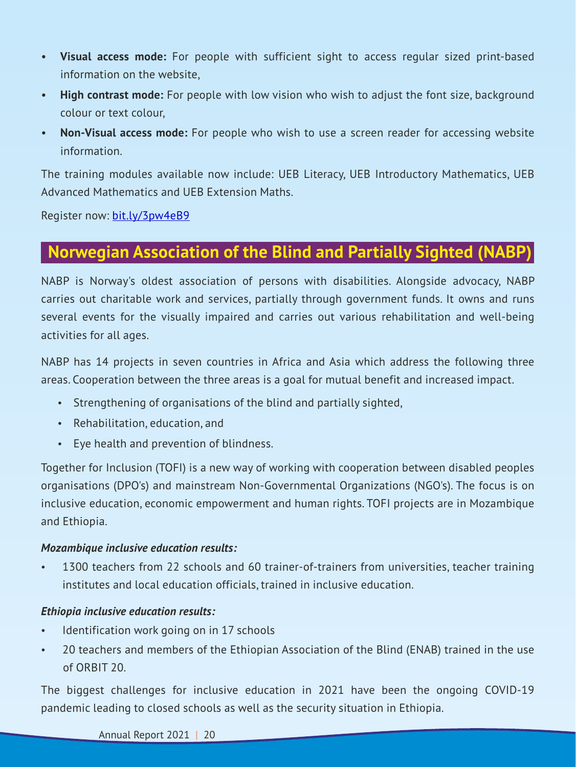- **Visual access mode:** For people with sufficient sight to access regular sized print-based information on the website,
- **High contrast mode:** For people with low vision who wish to adjust the font size, background colour or text colour,
- **Non-Visual access mode:** For people who wish to use a screen reader for accessing website information.

The training modules available now include: UEB Literacy, UEB Introductory Mathematics, UEB Advanced Mathematics and UEB Extension Maths.

Register now: [bit.ly/3pw4eB9](bit.ly/3pw4eB9)

## Norwegian Association of the Blind and Partially Sighted (NABP)

NABP is Norway's oldest association of persons with disabilities. Alongside advocacy, NABP carries out charitable work and services, partially through government funds. It owns and runs several events for the visually impaired and carries out various rehabilitation and well-being activities for all ages.

NABP has 14 projects in seven countries in Africa and Asia which address the following three areas. Cooperation between the three areas is a goal for mutual benefit and increased impact.

- Strengthening of organisations of the blind and partially sighted,
- Rehabilitation, education, and
- Eye health and prevention of blindness.

Together for Inclusion (TOFI) is a new way of working with cooperation between disabled peoples organisations (DPO's) and mainstream Non-Governmental Organizations (NGO's). The focus is on inclusive education, economic empowerment and human rights. TOFI projects are in Mozambique and Ethiopia.

***Mozambique inclusive education results:***

- 1300 teachers from 22 schools and 60 trainer-of-trainers from universities, teacher training institutes and local education officials, trained in inclusive education.

***Ethiopia inclusive education results:***

- Identification work going on in 17 schools
- 20 teachers and members of the Ethiopian Association of the Blind (ENAB) trained in the use of ORBIT 20.

The biggest challenges for inclusive education in 2021 have been the ongoing COVID-19 pandemic leading to closed schools as well as the security situation in Ethiopia.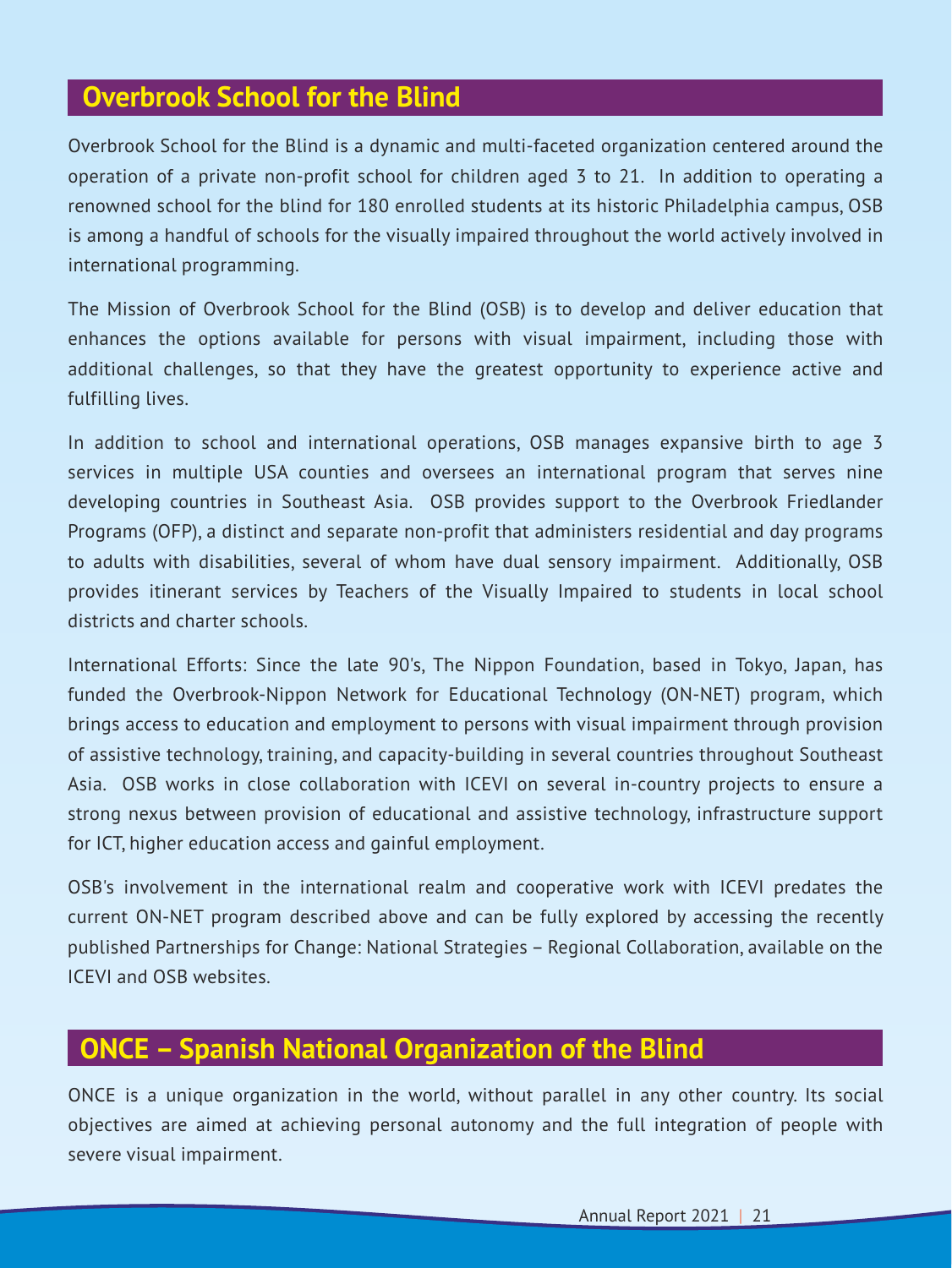## Overbrook School for the Blind

Overbrook School for the Blind is a dynamic and multi-faceted organization centered around the operation of a private non-profit school for children aged 3 to 21. In addition to operating a renowned school for the blind for 180 enrolled students at its historic Philadelphia campus, OSB is among a handful of schools for the visually impaired throughout the world actively involved in international programming.

The Mission of Overbrook School for the Blind (OSB) is to develop and deliver education that enhances the options available for persons with visual impairment, including those with additional challenges, so that they have the greatest opportunity to experience active and fulfilling lives.

In addition to school and international operations, OSB manages expansive birth to age 3 services in multiple USA counties and oversees an international program that serves nine developing countries in Southeast Asia. OSB provides support to the Overbrook Friedlander Programs (OFP), a distinct and separate non-profit that administers residential and day programs to adults with disabilities, several of whom have dual sensory impairment. Additionally, OSB provides itinerant services by Teachers of the Visually Impaired to students in local school districts and charter schools.

International Efforts: Since the late 90's, The Nippon Foundation, based in Tokyo, Japan, has funded the Overbrook-Nippon Network for Educational Technology (ON-NET) program, which brings access to education and employment to persons with visual impairment through provision of assistive technology, training, and capacity-building in several countries throughout Southeast Asia. OSB works in close collaboration with ICEVI on several in-country projects to ensure a strong nexus between provision of educational and assistive technology, infrastructure support for ICT, higher education access and gainful employment.

OSB's involvement in the international realm and cooperative work with ICEVI predates the current ON-NET program described above and can be fully explored by accessing the recently published Partnerships for Change: National Strategies – Regional Collaboration, available on the ICEVI and OSB websites.

## ONCE – Spanish National Organization of the Blind

ONCE is a unique organization in the world, without parallel in any other country. Its social objectives are aimed at achieving personal autonomy and the full integration of people with severe visual impairment.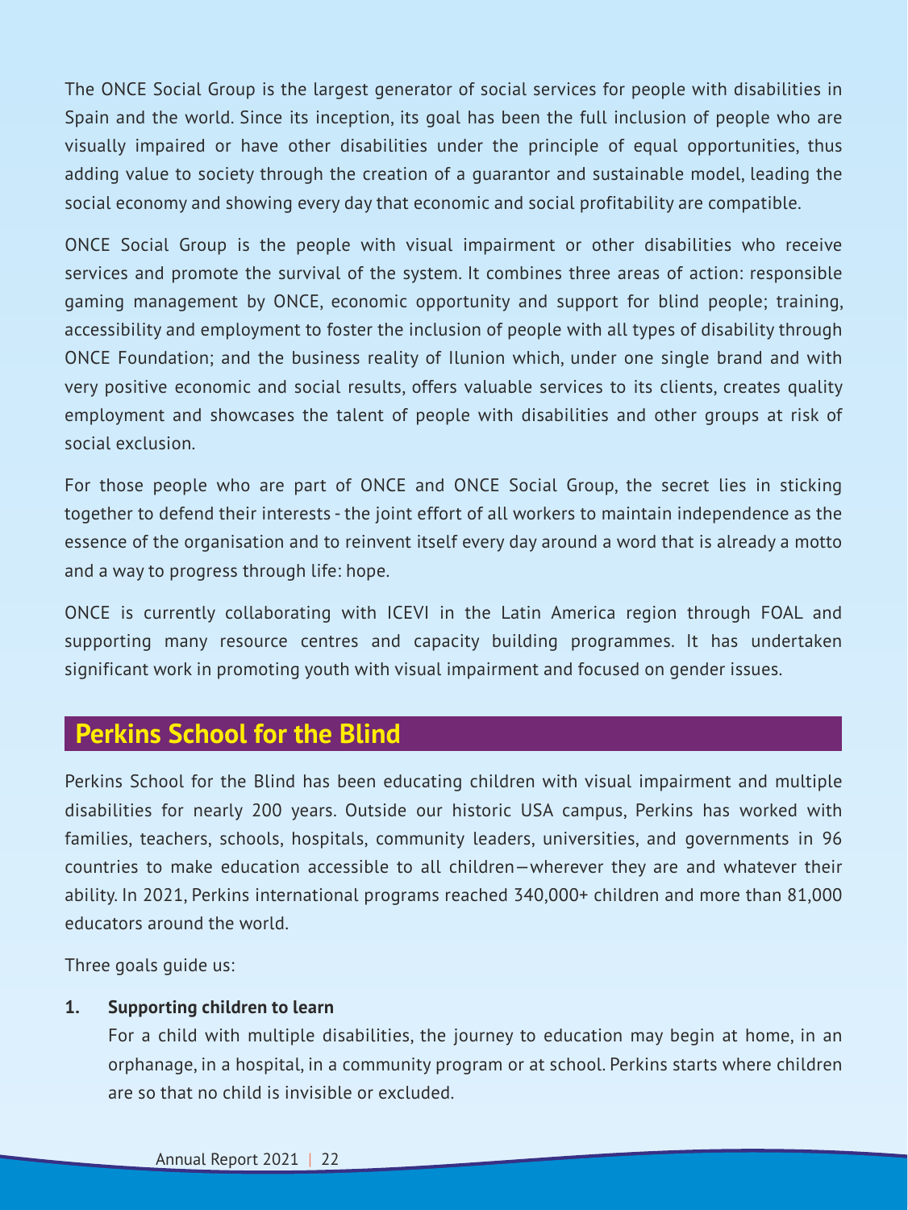The ONCE Social Group is the largest generator of social services for people with disabilities in Spain and the world. Since its inception, its goal has been the full inclusion of people who are visually impaired or have other disabilities under the principle of equal opportunities, thus adding value to society through the creation of a guarantor and sustainable model, leading the social economy and showing every day that economic and social profitability are compatible.

ONCE Social Group is the people with visual impairment or other disabilities who receive services and promote the survival of the system. It combines three areas of action: responsible gaming management by ONCE, economic opportunity and support for blind people; training, accessibility and employment to foster the inclusion of people with all types of disability through ONCE Foundation; and the business reality of Ilunion which, under one single brand and with very positive economic and social results, offers valuable services to its clients, creates quality employment and showcases the talent of people with disabilities and other groups at risk of social exclusion.

For those people who are part of ONCE and ONCE Social Group, the secret lies in sticking together to defend their interests - the joint effort of all workers to maintain independence as the essence of the organisation and to reinvent itself every day around a word that is already a motto and a way to progress through life: hope.

ONCE is currently collaborating with ICEVI in the Latin America region through FOAL and supporting many resource centres and capacity building programmes. It has undertaken significant work in promoting youth with visual impairment and focused on gender issues.

## Perkins School for the Blind

Perkins School for the Blind has been educating children with visual impairment and multiple disabilities for nearly 200 years. Outside our historic USA campus, Perkins has worked with families, teachers, schools, hospitals, community leaders, universities, and governments in 96 countries to make education accessible to all children—wherever they are and whatever their ability. In 2021, Perkins international programs reached 340,000+ children and more than 81,000 educators around the world.

Three goals guide us:

1. **Supporting children to learn**

   For a child with multiple disabilities, the journey to education may begin at home, in an orphanage, in a hospital, in a community program or at school. Perkins starts where children are so that no child is invisible or excluded.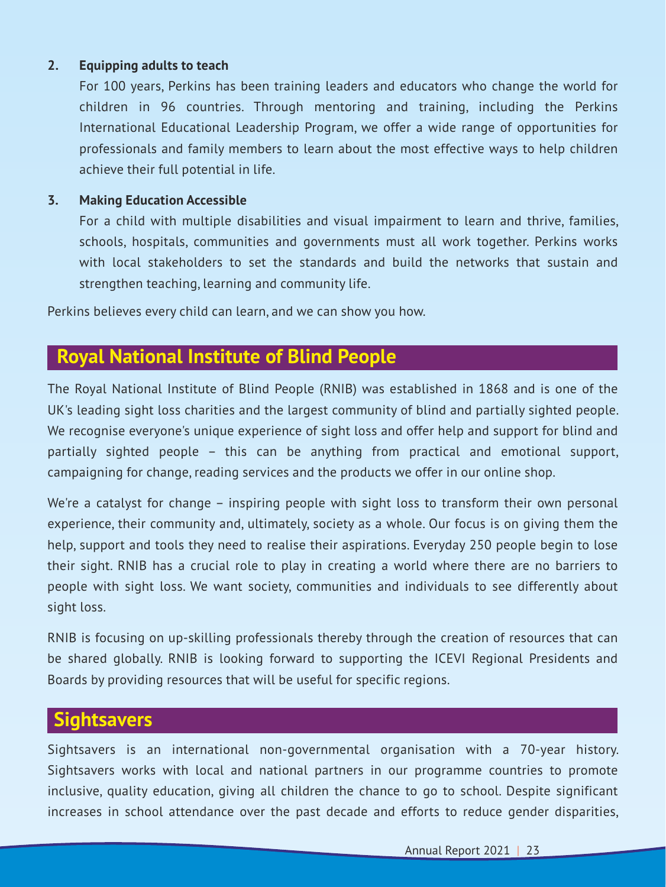2. **Equipping adults to teach**

   For 100 years, Perkins has been training leaders and educators who change the world for children in 96 countries. Through mentoring and training, including the Perkins International Educational Leadership Program, we offer a wide range of opportunities for professionals and family members to learn about the most effective ways to help children achieve their full potential in life.

3. **Making Education Accessible**

   For a child with multiple disabilities and visual impairment to learn and thrive, families, schools, hospitals, communities and governments must all work together. Perkins works with local stakeholders to set the standards and build the networks that sustain and strengthen teaching, learning and community life.

Perkins believes every child can learn, and we can show you how.

## Royal National Institute of Blind People

The Royal National Institute of Blind People (RNIB) was established in 1868 and is one of the UK's leading sight loss charities and the largest community of blind and partially sighted people. We recognise everyone's unique experience of sight loss and offer help and support for blind and partially sighted people – this can be anything from practical and emotional support, campaigning for change, reading services and the products we offer in our online shop.

We're a catalyst for change – inspiring people with sight loss to transform their own personal experience, their community and, ultimately, society as a whole. Our focus is on giving them the help, support and tools they need to realise their aspirations. Everyday 250 people begin to lose their sight. RNIB has a crucial role to play in creating a world where there are no barriers to people with sight loss. We want society, communities and individuals to see differently about sight loss.

RNIB is focusing on up-skilling professionals thereby through the creation of resources that can be shared globally. RNIB is looking forward to supporting the ICEVI Regional Presidents and Boards by providing resources that will be useful for specific regions.

## Sightsavers

Sightsavers is an international non-governmental organisation with a 70-year history. Sightsavers works with local and national partners in our programme countries to promote inclusive, quality education, giving all children the chance to go to school. Despite significant increases in school attendance over the past decade and efforts to reduce gender disparities,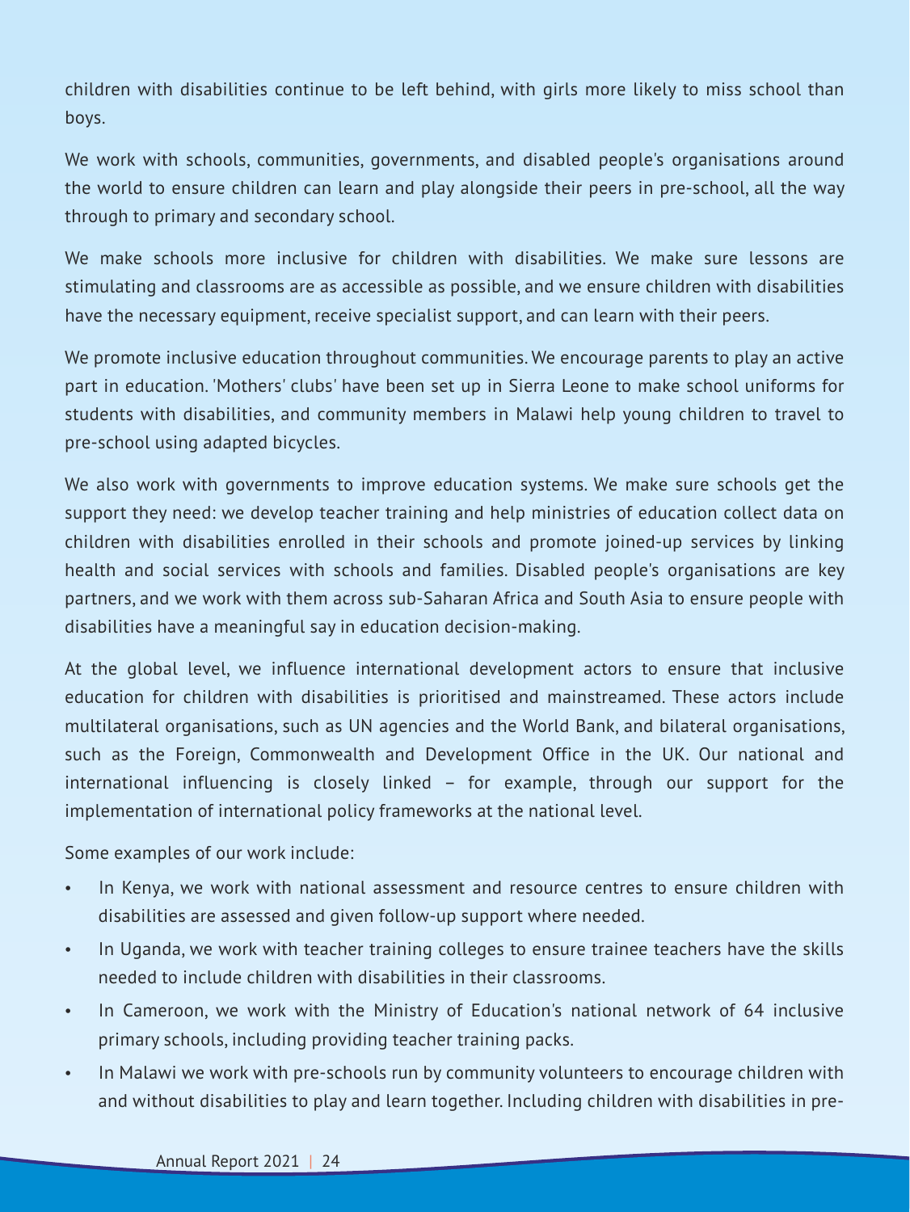children with disabilities continue to be left behind, with girls more likely to miss school than boys.

We work with schools, communities, governments, and disabled people's organisations around the world to ensure children can learn and play alongside their peers in pre-school, all the way through to primary and secondary school.

We make schools more inclusive for children with disabilities. We make sure lessons are stimulating and classrooms are as accessible as possible, and we ensure children with disabilities have the necessary equipment, receive specialist support, and can learn with their peers.

We promote inclusive education throughout communities. We encourage parents to play an active part in education. 'Mothers' clubs' have been set up in Sierra Leone to make school uniforms for students with disabilities, and community members in Malawi help young children to travel to pre-school using adapted bicycles.

We also work with governments to improve education systems. We make sure schools get the support they need: we develop teacher training and help ministries of education collect data on children with disabilities enrolled in their schools and promote joined-up services by linking health and social services with schools and families. Disabled people's organisations are key partners, and we work with them across sub-Saharan Africa and South Asia to ensure people with disabilities have a meaningful say in education decision-making.

At the global level, we influence international development actors to ensure that inclusive education for children with disabilities is prioritised and mainstreamed. These actors include multilateral organisations, such as UN agencies and the World Bank, and bilateral organisations, such as the Foreign, Commonwealth and Development Office in the UK. Our national and international influencing is closely linked – for example, through our support for the implementation of international policy frameworks at the national level.

Some examples of our work include:

- In Kenya, we work with national assessment and resource centres to ensure children with disabilities are assessed and given follow-up support where needed.
- In Uganda, we work with teacher training colleges to ensure trainee teachers have the skills needed to include children with disabilities in their classrooms.
- In Cameroon, we work with the Ministry of Education's national network of 64 inclusive primary schools, including providing teacher training packs.
- In Malawi we work with pre-schools run by community volunteers to encourage children with and without disabilities to play and learn together. Including children with disabilities in pre-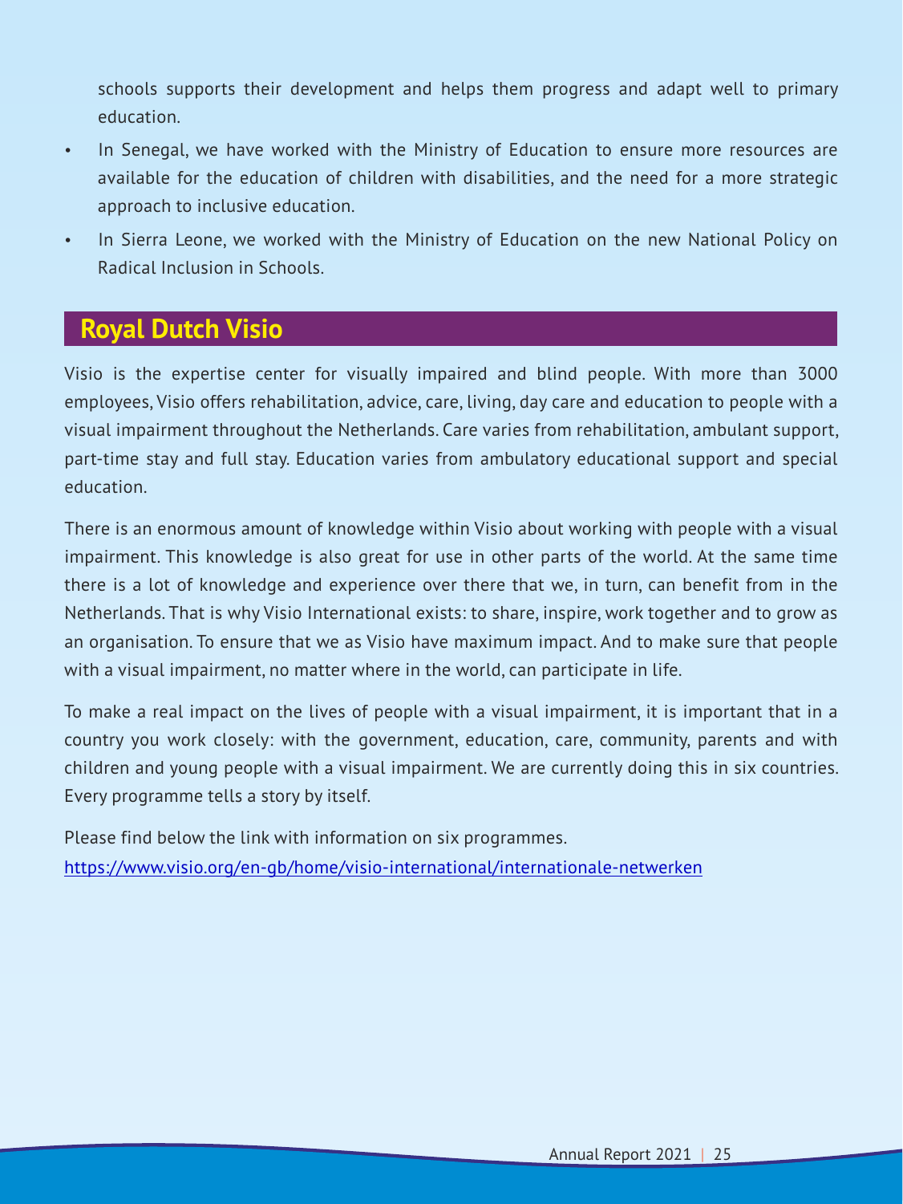schools supports their development and helps them progress and adapt well to primary education.

- In Senegal, we have worked with the Ministry of Education to ensure more resources are available for the education of children with disabilities, and the need for a more strategic approach to inclusive education.
- In Sierra Leone, we worked with the Ministry of Education on the new National Policy on Radical Inclusion in Schools.

## Royal Dutch Visio

Visio is the expertise center for visually impaired and blind people. With more than 3000 employees, Visio offers rehabilitation, advice, care, living, day care and education to people with a visual impairment throughout the Netherlands. Care varies from rehabilitation, ambulant support, part-time stay and full stay. Education varies from ambulatory educational support and special education.

There is an enormous amount of knowledge within Visio about working with people with a visual impairment. This knowledge is also great for use in other parts of the world. At the same time there is a lot of knowledge and experience over there that we, in turn, can benefit from in the Netherlands. That is why Visio International exists: to share, inspire, work together and to grow as an organisation. To ensure that we as Visio have maximum impact. And to make sure that people with a visual impairment, no matter where in the world, can participate in life.

To make a real impact on the lives of people with a visual impairment, it is important that in a country you work closely: with the government, education, care, community, parents and with children and young people with a visual impairment. We are currently doing this in six countries. Every programme tells a story by itself.

Please find below the link with information on six programmes.
https://www.visio.org/en-gb/home/visio-international/internationale-netwerken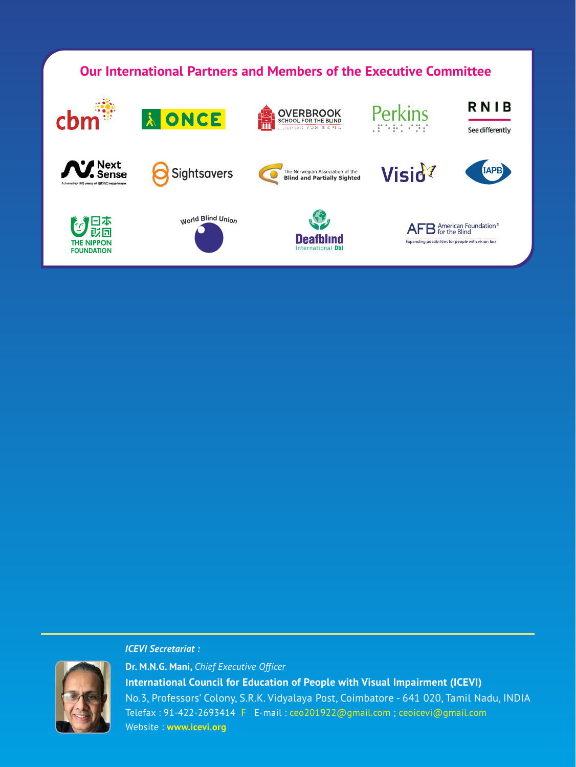## Our International Partners and Members of the Executive Committee

cbm

ONCE

OVERBROOK SCHOOL FOR THE BLIND

Perkins

RNIB See differently

Next Sense

Sightsavers

The Norwegian Association of the Blind and Partially Sighted

Visio

IAPB

THE NIPPON FOUNDATION

World Blind Union

Deafblind International DbI

AFB American Foundation® for the Blind — Expanding possibilities for people with vision loss

*ICEVI Secretariat :*

**Dr. M.N.G. Mani,** *Chief Executive Officer*

**International Council for Education of People with Visual Impairment (ICEVI)**

No.3, Professors' Colony, S.R.K. Vidyalaya Post, Coimbatore - 641 020, Tamil Nadu, INDIA

Telefax : 91-422-2693414 F E-mail : ceo201922@gmail.com ; ceoicevi@gmail.com

Website : **www.icevi.org**